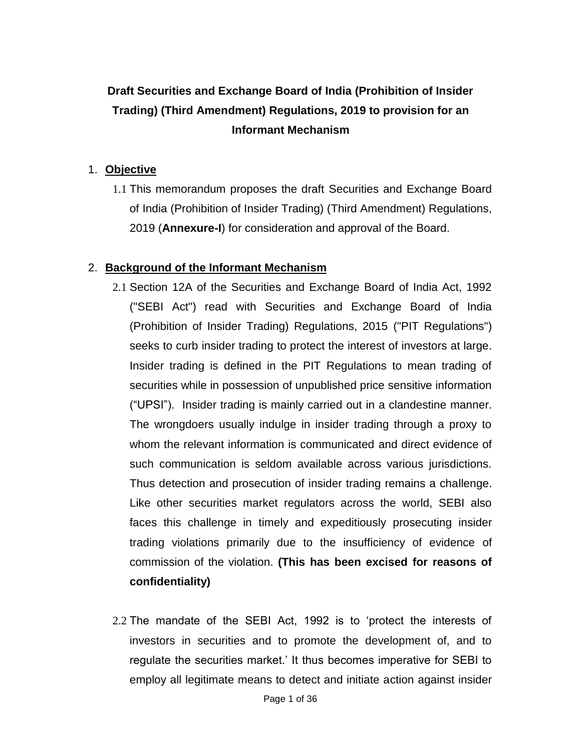# Draft Securities and Exchange Board of India (Prohibition of Insider Trading) (Third Amendment) Regulations, 2019 to provision for an Informant Mechanism

## 1. Objective

1.1 This memorandum proposes the draft Securities and Exchange Board of India (Prohibition of Insider Trading) (Third Amendment) Regulations, 2019 (**Annexure-I**) for consideration and approval of the Board.

## 2. Background of the Informant Mechanism

2.1 Section 12A of the Securities and Exchange Board of India Act, 1992 ("SEBI Act") read with Securities and Exchange Board of India (Prohibition of Insider Trading) Regulations, 2015 ("PIT Regulations") seeks to curb insider trading to protect the interest of investors at large. Insider trading is defined in the PIT Regulations to mean trading of securities while in possession of unpublished price sensitive information ("UPSI"). Insider trading is mainly carried out in a clandestine manner. The wrongdoers usually indulge in insider trading through a proxy to whom the relevant information is communicated and direct evidence of such communication is seldom available across various jurisdictions. Thus detection and prosecution of insider trading remains a challenge. Like other securities market regulators across the world, SEBI also faces this challenge in timely and expeditiously prosecuting insider trading violations primarily due to the insufficiency of evidence of commission of the violation. **(This has been excised for reasons of confidentiality)**

2.2 The mandate of the SEBI Act, 1992 is to 'protect the interests of investors in securities and to promote the development of, and to regulate the securities market.' It thus becomes imperative for SEBI to employ all legitimate means to detect and initiate action against insider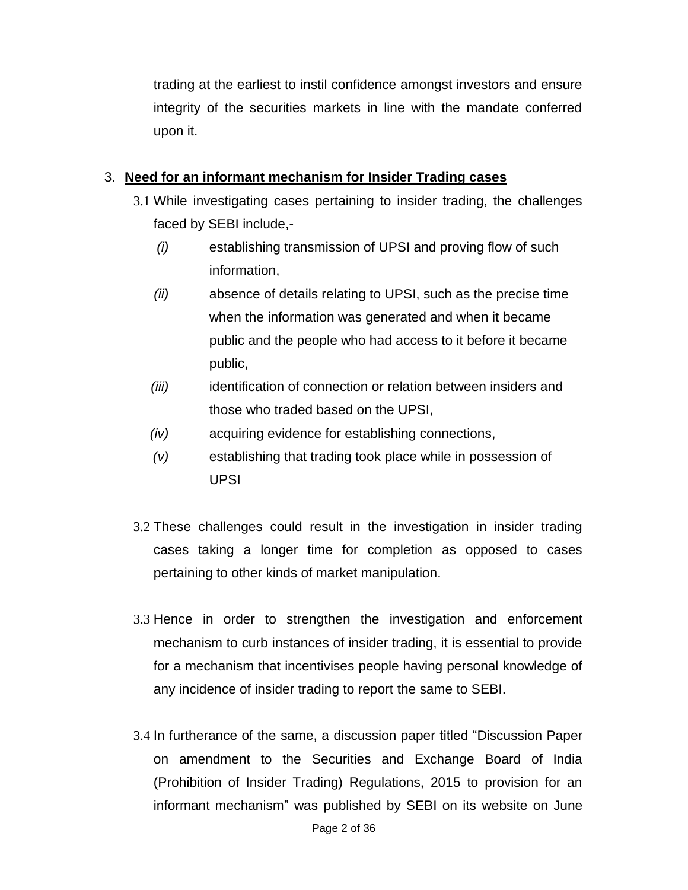trading at the earliest to instil confidence amongst investors and ensure integrity of the securities markets in line with the mandate conferred upon it.

3. **Need for an informant mechanism for Insider Trading cases**

3.1 While investigating cases pertaining to insider trading, the challenges faced by SEBI include,-

*(i)* establishing transmission of UPSI and proving flow of such information,

*(ii)* absence of details relating to UPSI, such as the precise time when the information was generated and when it became public and the people who had access to it before it became public,

*(iii)* identification of connection or relation between insiders and those who traded based on the UPSI,

*(iv)* acquiring evidence for establishing connections,

*(v)* establishing that trading took place while in possession of UPSI

3.2 These challenges could result in the investigation in insider trading cases taking a longer time for completion as opposed to cases pertaining to other kinds of market manipulation.

3.3 Hence in order to strengthen the investigation and enforcement mechanism to curb instances of insider trading, it is essential to provide for a mechanism that incentivises people having personal knowledge of any incidence of insider trading to report the same to SEBI.

3.4 In furtherance of the same, a discussion paper titled "Discussion Paper on amendment to the Securities and Exchange Board of India (Prohibition of Insider Trading) Regulations, 2015 to provision for an informant mechanism" was published by SEBI on its website on June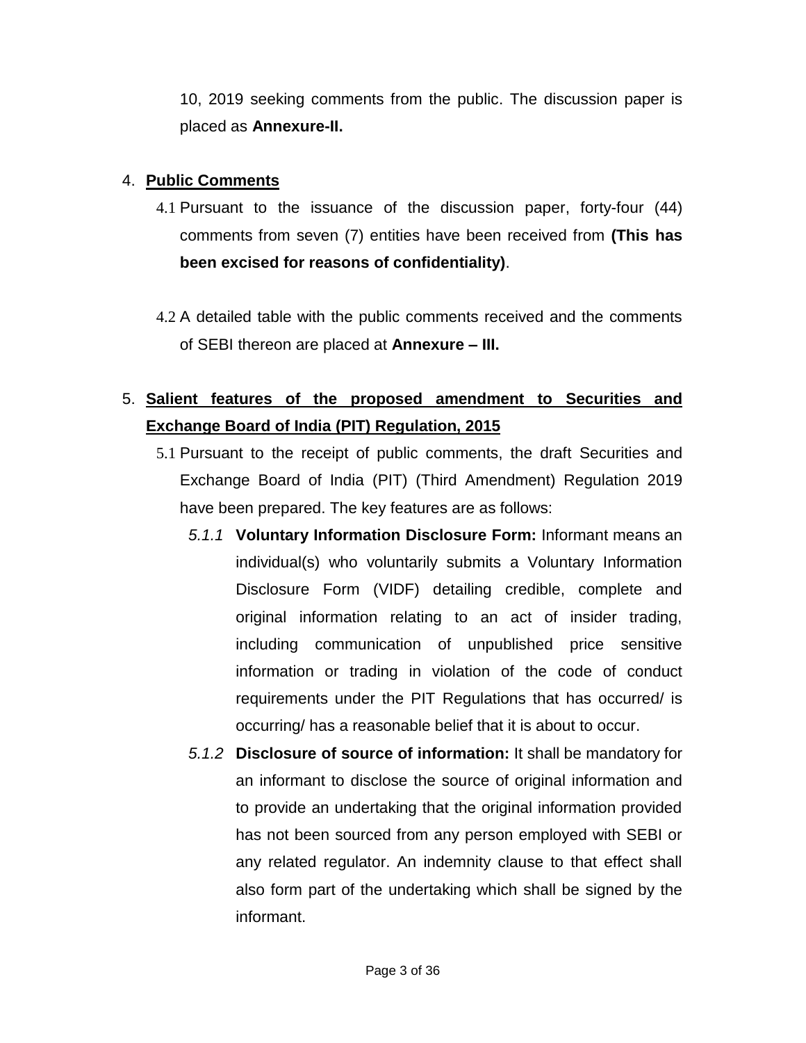10, 2019 seeking comments from the public. The discussion paper is placed as **Annexure-II.**

4. **Public Comments**

4.1 Pursuant to the issuance of the discussion paper, forty-four (44) comments from seven (7) entities have been received from **(This has been excised for reasons of confidentiality)**.

4.2 A detailed table with the public comments received and the comments of SEBI thereon are placed at **Annexure – III.**

5. **Salient features of the proposed amendment to Securities and Exchange Board of India (PIT) Regulation, 2015**

5.1 Pursuant to the receipt of public comments, the draft Securities and Exchange Board of India (PIT) (Third Amendment) Regulation 2019 have been prepared. The key features are as follows:

*5.1.1* **Voluntary Information Disclosure Form:** Informant means an individual(s) who voluntarily submits a Voluntary Information Disclosure Form (VIDF) detailing credible, complete and original information relating to an act of insider trading, including communication of unpublished price sensitive information or trading in violation of the code of conduct requirements under the PIT Regulations that has occurred/ is occurring/ has a reasonable belief that it is about to occur.

*5.1.2* **Disclosure of source of information:** It shall be mandatory for an informant to disclose the source of original information and to provide an undertaking that the original information provided has not been sourced from any person employed with SEBI or any related regulator. An indemnity clause to that effect shall also form part of the undertaking which shall be signed by the informant.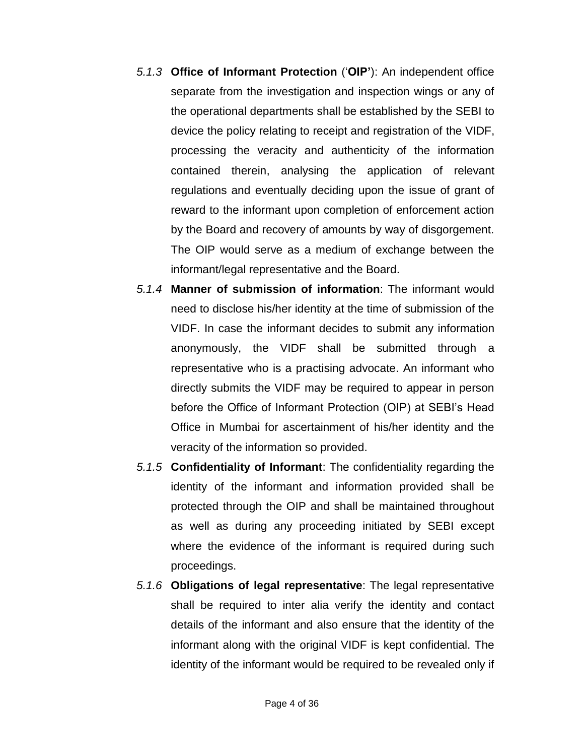*5.1.3* **Office of Informant Protection** (‘**OIP’**): An independent office separate from the investigation and inspection wings or any of the operational departments shall be established by the SEBI to device the policy relating to receipt and registration of the VIDF, processing the veracity and authenticity of the information contained therein, analysing the application of relevant regulations and eventually deciding upon the issue of grant of reward to the informant upon completion of enforcement action by the Board and recovery of amounts by way of disgorgement. The OIP would serve as a medium of exchange between the informant/legal representative and the Board.

*5.1.4* **Manner of submission of information**: The informant would need to disclose his/her identity at the time of submission of the VIDF. In case the informant decides to submit any information anonymously, the VIDF shall be submitted through a representative who is a practising advocate. An informant who directly submits the VIDF may be required to appear in person before the Office of Informant Protection (OIP) at SEBI’s Head Office in Mumbai for ascertainment of his/her identity and the veracity of the information so provided.

*5.1.5* **Confidentiality of Informant**: The confidentiality regarding the identity of the informant and information provided shall be protected through the OIP and shall be maintained throughout as well as during any proceeding initiated by SEBI except where the evidence of the informant is required during such proceedings.

*5.1.6* **Obligations of legal representative**: The legal representative shall be required to inter alia verify the identity and contact details of the informant and also ensure that the identity of the informant along with the original VIDF is kept confidential. The identity of the informant would be required to be revealed only if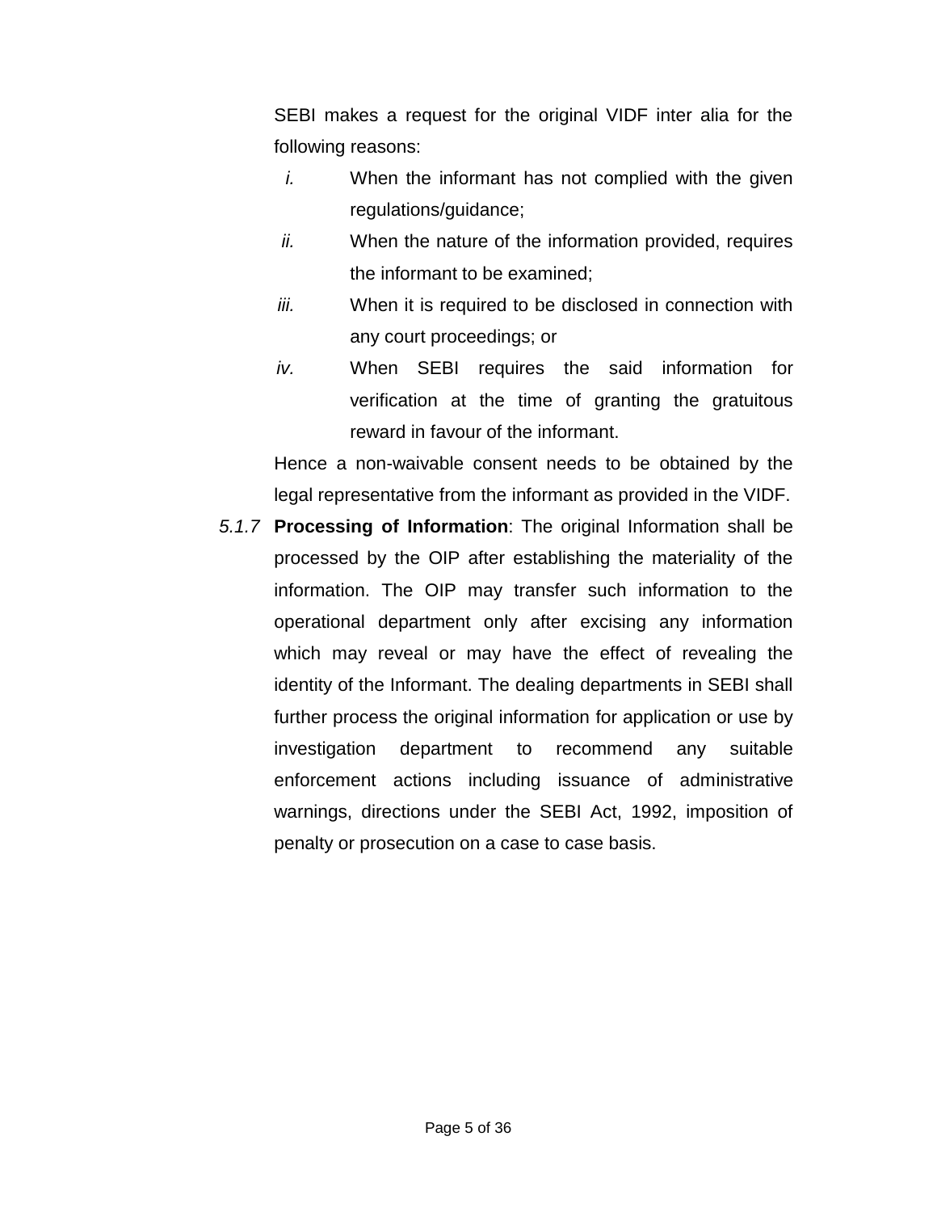SEBI makes a request for the original VIDF inter alia for the following reasons:

*i.* When the informant has not complied with the given regulations/guidance;

*ii.* When the nature of the information provided, requires the informant to be examined;

*iii.* When it is required to be disclosed in connection with any court proceedings; or

*iv.* When SEBI requires the said information for verification at the time of granting the gratuitous reward in favour of the informant.

Hence a non-waivable consent needs to be obtained by the legal representative from the informant as provided in the VIDF.

*5.1.7* **Processing of Information**: The original Information shall be processed by the OIP after establishing the materiality of the information. The OIP may transfer such information to the operational department only after excising any information which may reveal or may have the effect of revealing the identity of the Informant. The dealing departments in SEBI shall further process the original information for application or use by investigation department to recommend any suitable enforcement actions including issuance of administrative warnings, directions under the SEBI Act, 1992, imposition of penalty or prosecution on a case to case basis.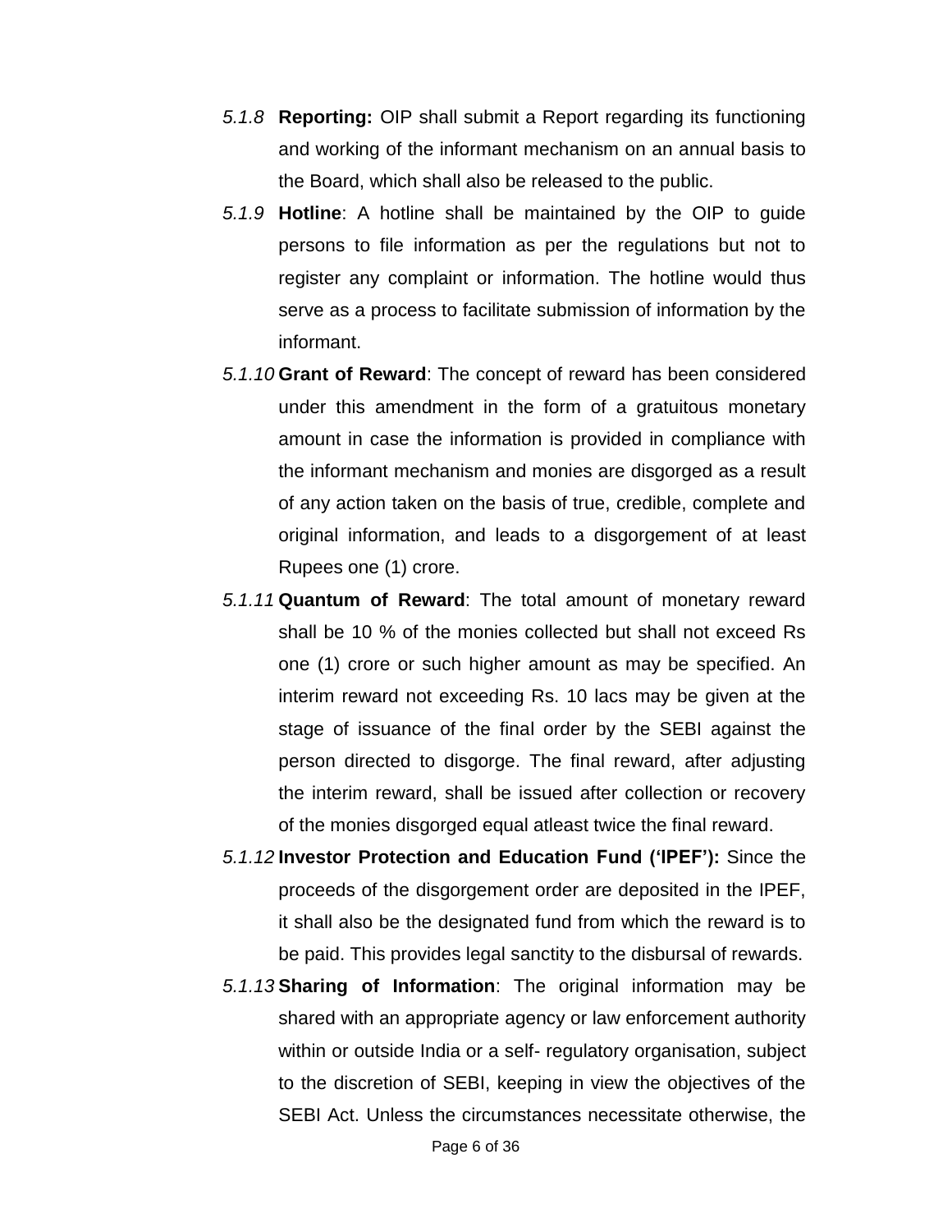*5.1.8* **Reporting:** OIP shall submit a Report regarding its functioning and working of the informant mechanism on an annual basis to the Board, which shall also be released to the public.

*5.1.9* **Hotline**: A hotline shall be maintained by the OIP to guide persons to file information as per the regulations but not to register any complaint or information. The hotline would thus serve as a process to facilitate submission of information by the informant.

*5.1.10* **Grant of Reward**: The concept of reward has been considered under this amendment in the form of a gratuitous monetary amount in case the information is provided in compliance with the informant mechanism and monies are disgorged as a result of any action taken on the basis of true, credible, complete and original information, and leads to a disgorgement of at least Rupees one (1) crore.

*5.1.11* **Quantum of Reward**: The total amount of monetary reward shall be 10 % of the monies collected but shall not exceed Rs one (1) crore or such higher amount as may be specified. An interim reward not exceeding Rs. 10 lacs may be given at the stage of issuance of the final order by the SEBI against the person directed to disgorge. The final reward, after adjusting the interim reward, shall be issued after collection or recovery of the monies disgorged equal atleast twice the final reward.

*5.1.12* **Investor Protection and Education Fund ('IPEF'):** Since the proceeds of the disgorgement order are deposited in the IPEF, it shall also be the designated fund from which the reward is to be paid. This provides legal sanctity to the disbursal of rewards.

*5.1.13* **Sharing of Information**: The original information may be shared with an appropriate agency or law enforcement authority within or outside India or a self- regulatory organisation, subject to the discretion of SEBI, keeping in view the objectives of the SEBI Act. Unless the circumstances necessitate otherwise, the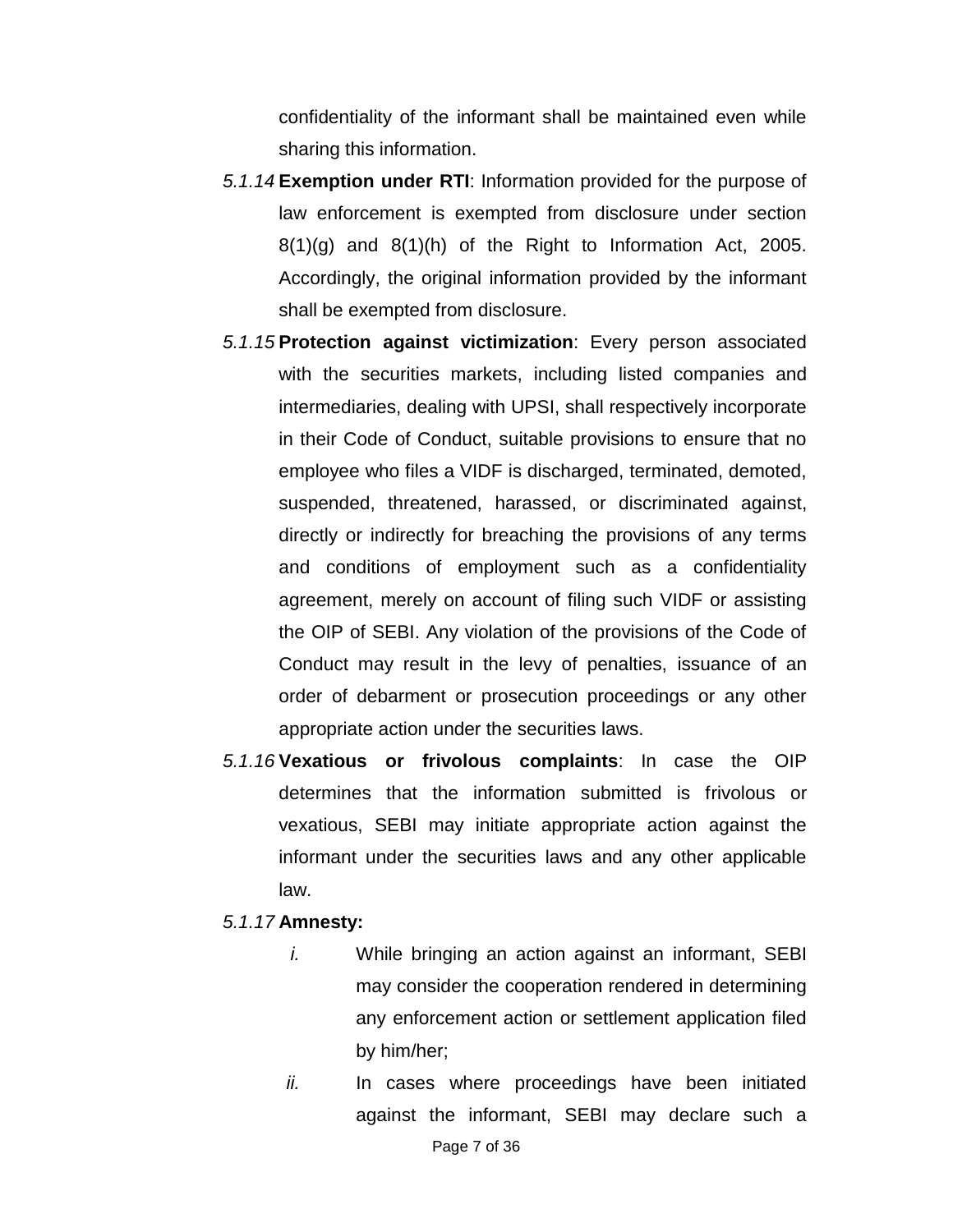confidentiality of the informant shall be maintained even while sharing this information.

*5.1.14* **Exemption under RTI**: Information provided for the purpose of law enforcement is exempted from disclosure under section 8(1)(g) and 8(1)(h) of the Right to Information Act, 2005. Accordingly, the original information provided by the informant shall be exempted from disclosure.

*5.1.15* **Protection against victimization**: Every person associated with the securities markets, including listed companies and intermediaries, dealing with UPSI, shall respectively incorporate in their Code of Conduct, suitable provisions to ensure that no employee who files a VIDF is discharged, terminated, demoted, suspended, threatened, harassed, or discriminated against, directly or indirectly for breaching the provisions of any terms and conditions of employment such as a confidentiality agreement, merely on account of filing such VIDF or assisting the OIP of SEBI. Any violation of the provisions of the Code of Conduct may result in the levy of penalties, issuance of an order of debarment or prosecution proceedings or any other appropriate action under the securities laws.

*5.1.16* **Vexatious or frivolous complaints**: In case the OIP determines that the information submitted is frivolous or vexatious, SEBI may initiate appropriate action against the informant under the securities laws and any other applicable law.

*5.1.17* **Amnesty:**

*i.* While bringing an action against an informant, SEBI may consider the cooperation rendered in determining any enforcement action or settlement application filed by him/her;

*ii.* In cases where proceedings have been initiated against the informant, SEBI may declare such a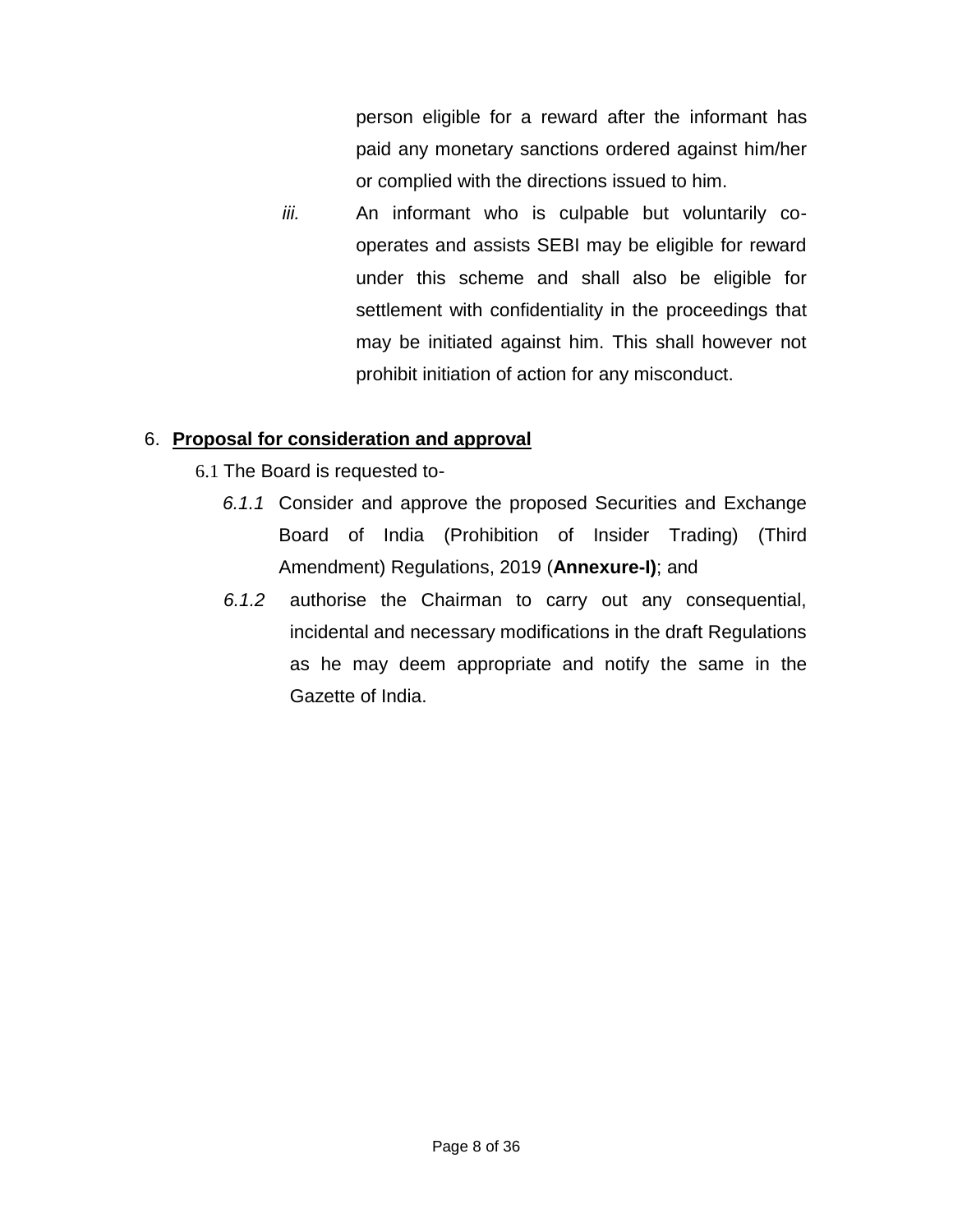person eligible for a reward after the informant has paid any monetary sanctions ordered against him/her or complied with the directions issued to him.

*iii.* An informant who is culpable but voluntarily co-operates and assists SEBI may be eligible for reward under this scheme and shall also be eligible for settlement with confidentiality in the proceedings that may be initiated against him. This shall however not prohibit initiation of action for any misconduct.

6. **Proposal for consideration and approval**

6.1 The Board is requested to-

*6.1.1* Consider and approve the proposed Securities and Exchange Board of India (Prohibition of Insider Trading) (Third Amendment) Regulations, 2019 (**Annexure-I)**; and

*6.1.2* authorise the Chairman to carry out any consequential, incidental and necessary modifications in the draft Regulations as he may deem appropriate and notify the same in the Gazette of India.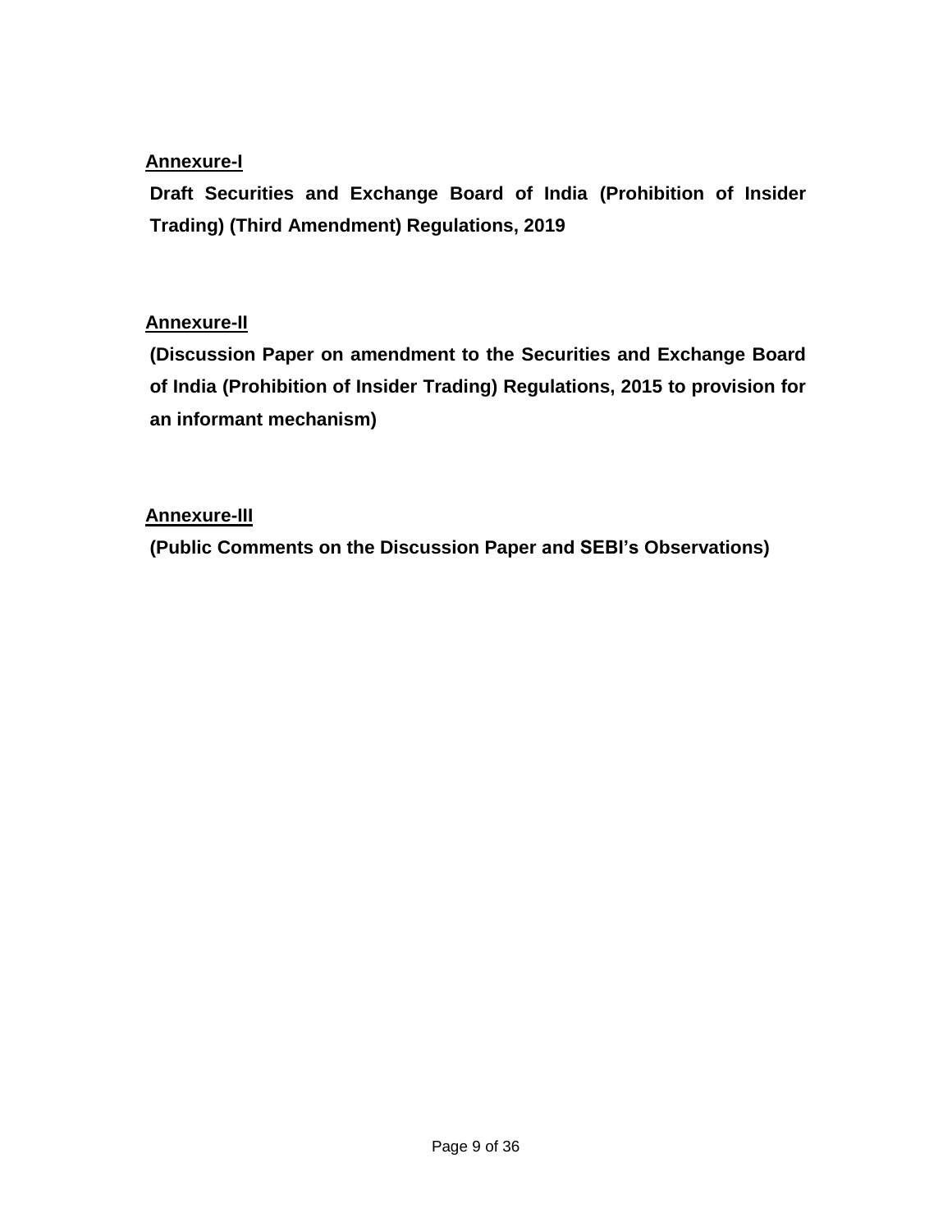## Annexure-I

**Draft Securities and Exchange Board of India (Prohibition of Insider Trading) (Third Amendment) Regulations, 2019**

## Annexure-II

**(Discussion Paper on amendment to the Securities and Exchange Board of India (Prohibition of Insider Trading) Regulations, 2015 to provision for an informant mechanism)**

## Annexure-III

**(Public Comments on the Discussion Paper and SEBI's Observations)**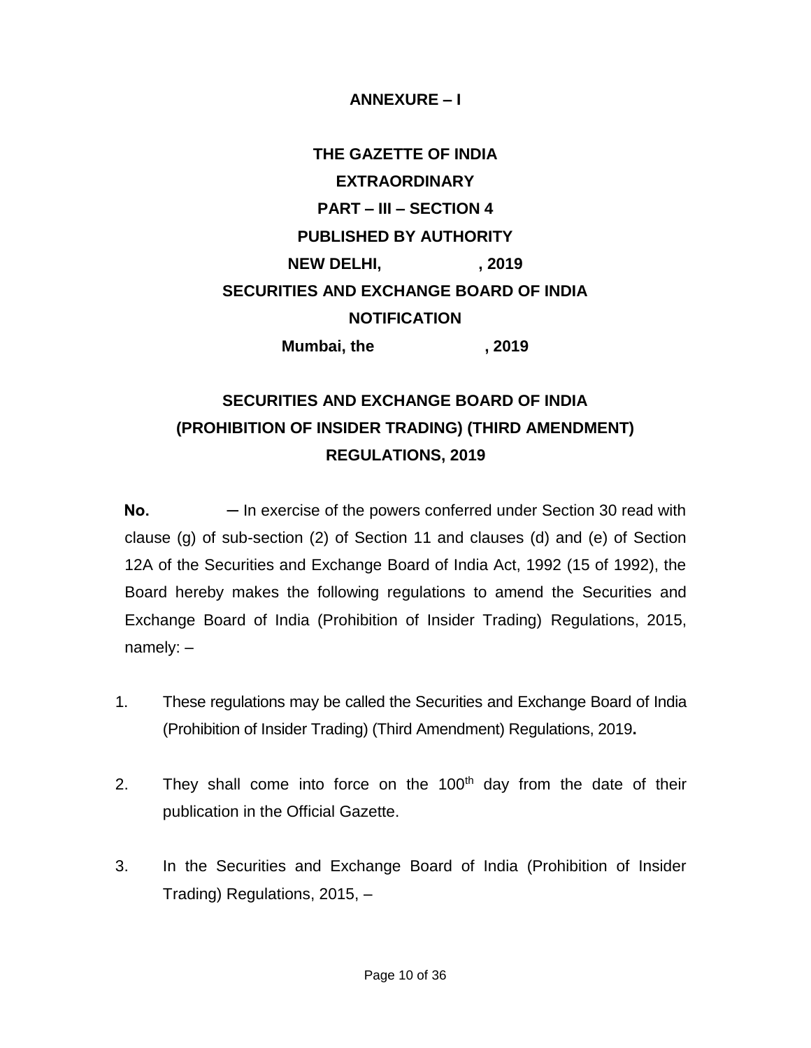**ANNEXURE – I**

**THE GAZETTE OF INDIA**

**EXTRAORDINARY**

**PART – III – SECTION 4**

**PUBLISHED BY AUTHORITY**

**NEW DELHI, , 2019**

**SECURITIES AND EXCHANGE BOARD OF INDIA**

**NOTIFICATION**

**Mumbai, the , 2019**

## SECURITIES AND EXCHANGE BOARD OF INDIA (PROHIBITION OF INSIDER TRADING) (THIRD AMENDMENT) REGULATIONS, 2019

**No.** ─ In exercise of the powers conferred under Section 30 read with clause (g) of sub-section (2) of Section 11 and clauses (d) and (e) of Section 12A of the Securities and Exchange Board of India Act, 1992 (15 of 1992), the Board hereby makes the following regulations to amend the Securities and Exchange Board of India (Prohibition of Insider Trading) Regulations, 2015, namely: –

1. These regulations may be called the Securities and Exchange Board of India (Prohibition of Insider Trading) (Third Amendment) Regulations, 2019**.**

2. They shall come into force on the 100th day from the date of their publication in the Official Gazette.

3. In the Securities and Exchange Board of India (Prohibition of Insider Trading) Regulations, 2015, –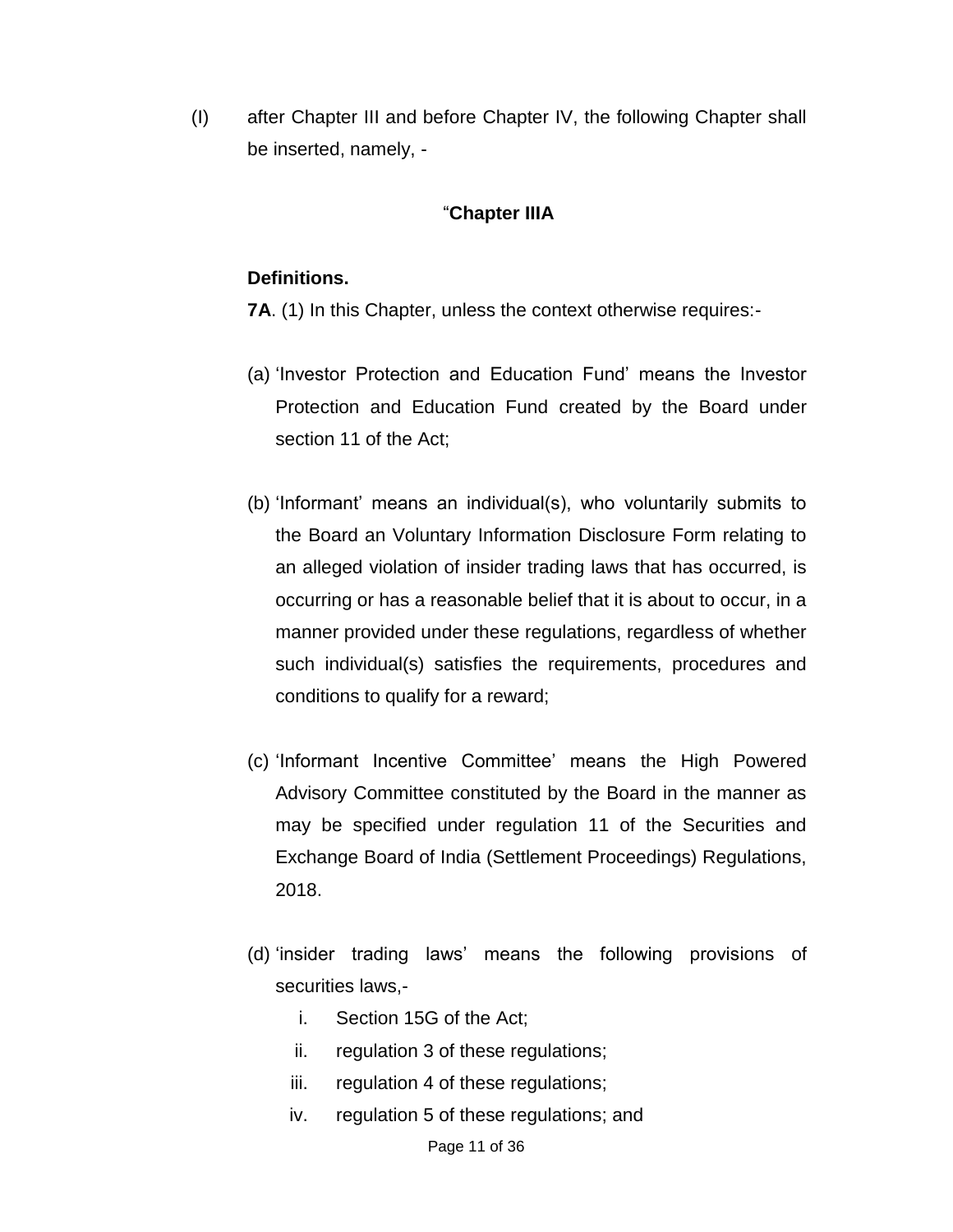(I) after Chapter III and before Chapter IV, the following Chapter shall be inserted, namely, -

"**Chapter IIIA**

**Definitions.**

**7A**. (1) In this Chapter, unless the context otherwise requires:-

(a) 'Investor Protection and Education Fund' means the Investor Protection and Education Fund created by the Board under section 11 of the Act;

(b) 'Informant' means an individual(s), who voluntarily submits to the Board an Voluntary Information Disclosure Form relating to an alleged violation of insider trading laws that has occurred, is occurring or has a reasonable belief that it is about to occur, in a manner provided under these regulations, regardless of whether such individual(s) satisfies the requirements, procedures and conditions to qualify for a reward;

(c) 'Informant Incentive Committee' means the High Powered Advisory Committee constituted by the Board in the manner as may be specified under regulation 11 of the Securities and Exchange Board of India (Settlement Proceedings) Regulations, 2018.

(d) 'insider trading laws' means the following provisions of securities laws,-

   i. Section 15G of the Act;
   ii. regulation 3 of these regulations;
   iii. regulation 4 of these regulations;
   iv. regulation 5 of these regulations; and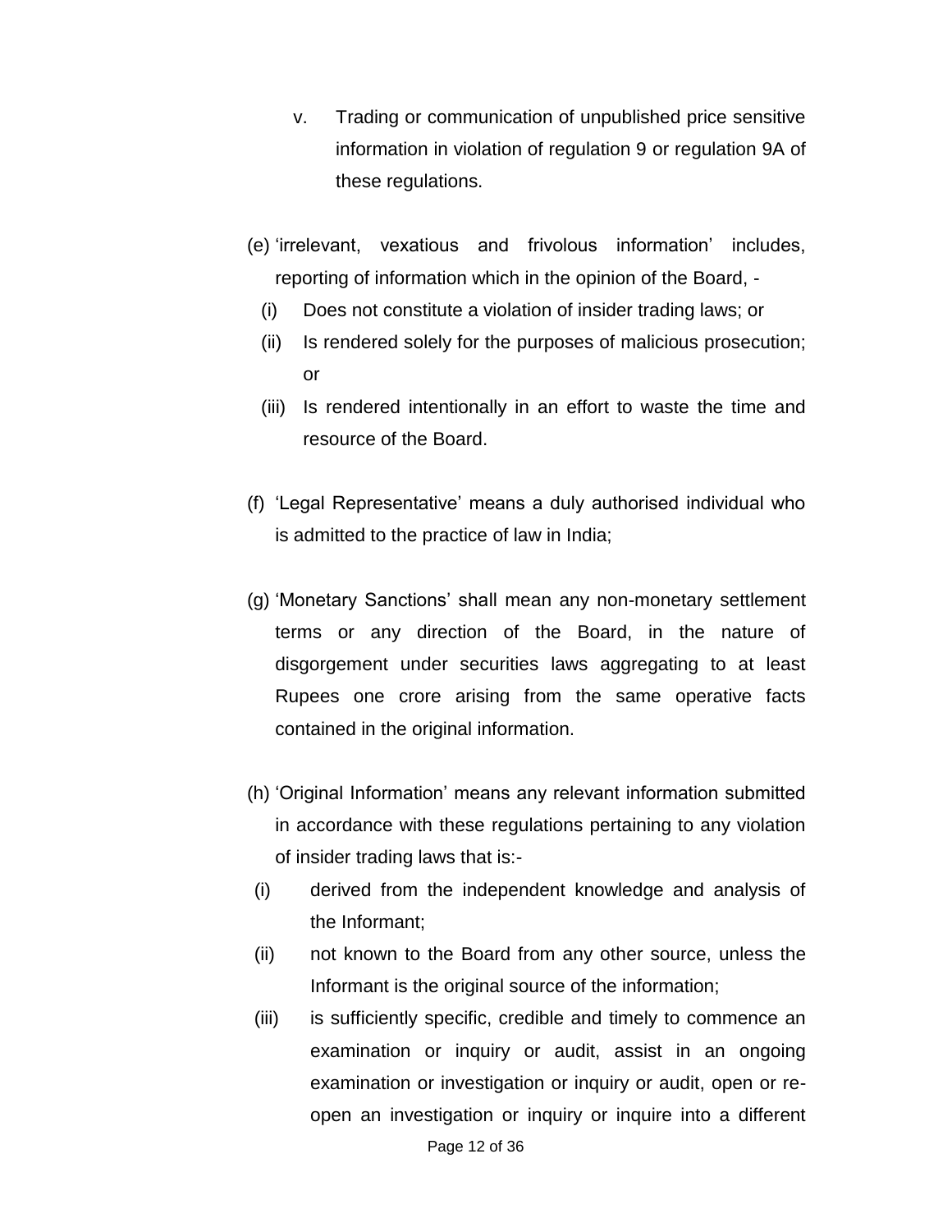v. Trading or communication of unpublished price sensitive information in violation of regulation 9 or regulation 9A of these regulations.

(e) 'irrelevant, vexatious and frivolous information' includes, reporting of information which in the opinion of the Board, -

(i) Does not constitute a violation of insider trading laws; or

(ii) Is rendered solely for the purposes of malicious prosecution; or

(iii) Is rendered intentionally in an effort to waste the time and resource of the Board.

(f) 'Legal Representative' means a duly authorised individual who is admitted to the practice of law in India;

(g) 'Monetary Sanctions' shall mean any non-monetary settlement terms or any direction of the Board, in the nature of disgorgement under securities laws aggregating to at least Rupees one crore arising from the same operative facts contained in the original information.

(h) 'Original Information' means any relevant information submitted in accordance with these regulations pertaining to any violation of insider trading laws that is:-

(i) derived from the independent knowledge and analysis of the Informant;

(ii) not known to the Board from any other source, unless the Informant is the original source of the information;

(iii) is sufficiently specific, credible and timely to commence an examination or inquiry or audit, assist in an ongoing examination or investigation or inquiry or audit, open or re-open an investigation or inquiry or inquire into a different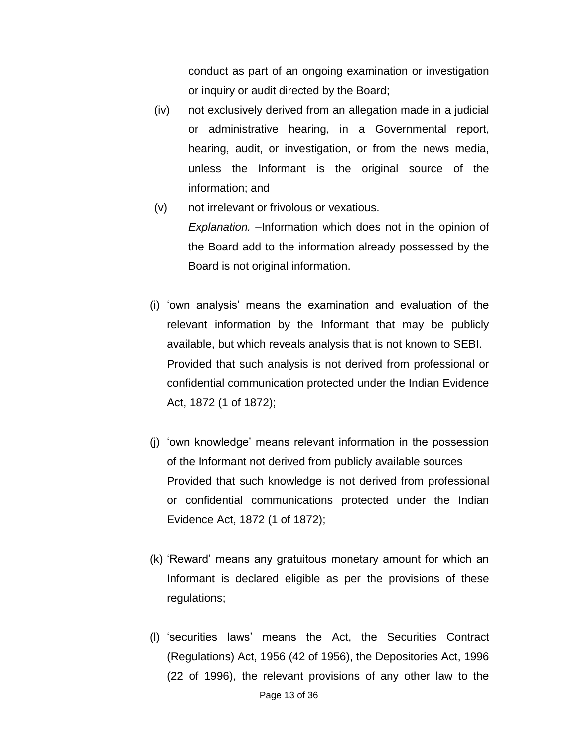conduct as part of an ongoing examination or investigation or inquiry or audit directed by the Board;

(iv) not exclusively derived from an allegation made in a judicial or administrative hearing, in a Governmental report, hearing, audit, or investigation, or from the news media, unless the Informant is the original source of the information; and

(v) not irrelevant or frivolous or vexatious.

*Explanation.* –Information which does not in the opinion of the Board add to the information already possessed by the Board is not original information.

(i) 'own analysis' means the examination and evaluation of the relevant information by the Informant that may be publicly available, but which reveals analysis that is not known to SEBI.

Provided that such analysis is not derived from professional or confidential communication protected under the Indian Evidence Act, 1872 (1 of 1872);

(j) 'own knowledge' means relevant information in the possession of the Informant not derived from publicly available sources

Provided that such knowledge is not derived from professional or confidential communications protected under the Indian Evidence Act, 1872 (1 of 1872);

(k) 'Reward' means any gratuitous monetary amount for which an Informant is declared eligible as per the provisions of these regulations;

(l) 'securities laws' means the Act, the Securities Contract (Regulations) Act, 1956 (42 of 1956), the Depositories Act, 1996 (22 of 1996), the relevant provisions of any other law to the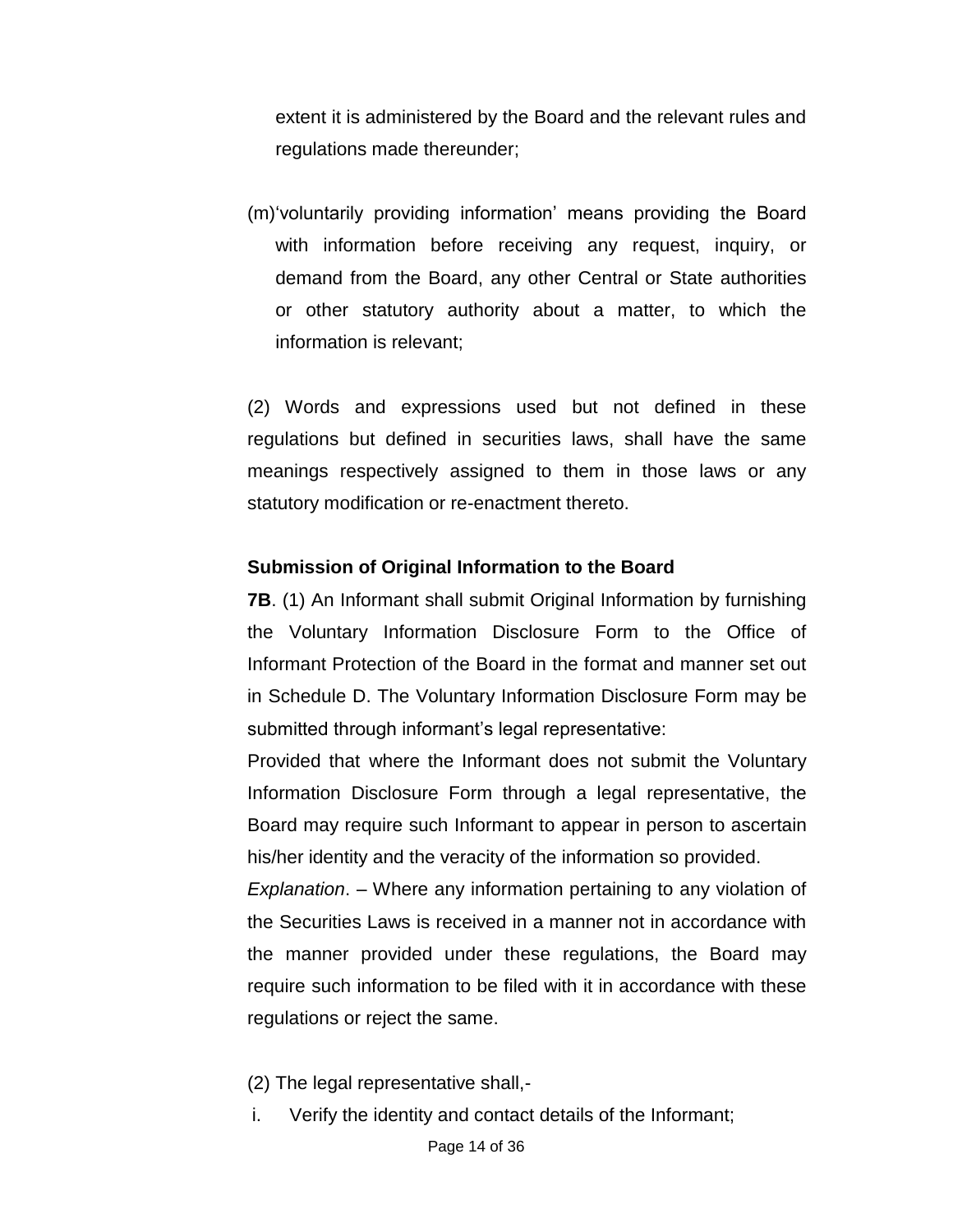extent it is administered by the Board and the relevant rules and regulations made thereunder;

(m)'voluntarily providing information' means providing the Board with information before receiving any request, inquiry, or demand from the Board, any other Central or State authorities or other statutory authority about a matter, to which the information is relevant;

(2) Words and expressions used but not defined in these regulations but defined in securities laws, shall have the same meanings respectively assigned to them in those laws or any statutory modification or re-enactment thereto.

**Submission of Original Information to the Board**

**7B**. (1) An Informant shall submit Original Information by furnishing the Voluntary Information Disclosure Form to the Office of Informant Protection of the Board in the format and manner set out in Schedule D. The Voluntary Information Disclosure Form may be submitted through informant's legal representative:

Provided that where the Informant does not submit the Voluntary Information Disclosure Form through a legal representative, the Board may require such Informant to appear in person to ascertain his/her identity and the veracity of the information so provided.

*Explanation*. – Where any information pertaining to any violation of the Securities Laws is received in a manner not in accordance with the manner provided under these regulations, the Board may require such information to be filed with it in accordance with these regulations or reject the same.

(2) The legal representative shall,-

i. Verify the identity and contact details of the Informant;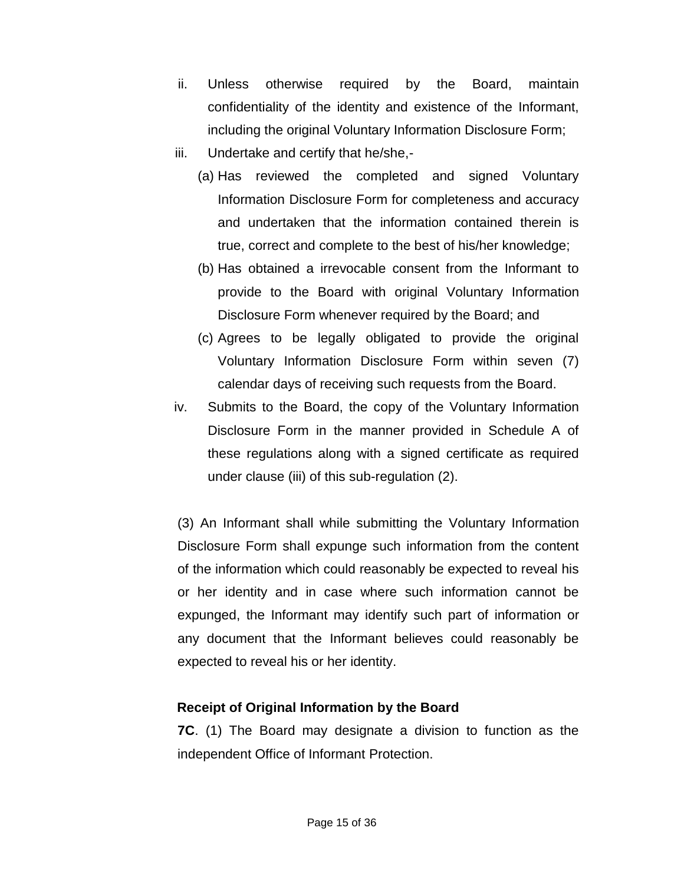ii. Unless otherwise required by the Board, maintain confidentiality of the identity and existence of the Informant, including the original Voluntary Information Disclosure Form;

iii. Undertake and certify that he/she,-

   (a) Has reviewed the completed and signed Voluntary Information Disclosure Form for completeness and accuracy and undertaken that the information contained therein is true, correct and complete to the best of his/her knowledge;

   (b) Has obtained a irrevocable consent from the Informant to provide to the Board with original Voluntary Information Disclosure Form whenever required by the Board; and

   (c) Agrees to be legally obligated to provide the original Voluntary Information Disclosure Form within seven (7) calendar days of receiving such requests from the Board.

iv. Submits to the Board, the copy of the Voluntary Information Disclosure Form in the manner provided in Schedule A of these regulations along with a signed certificate as required under clause (iii) of this sub-regulation (2).

(3) An Informant shall while submitting the Voluntary Information Disclosure Form shall expunge such information from the content of the information which could reasonably be expected to reveal his or her identity and in case where such information cannot be expunged, the Informant may identify such part of information or any document that the Informant believes could reasonably be expected to reveal his or her identity.

**Receipt of Original Information by the Board**

**7C**. (1) The Board may designate a division to function as the independent Office of Informant Protection.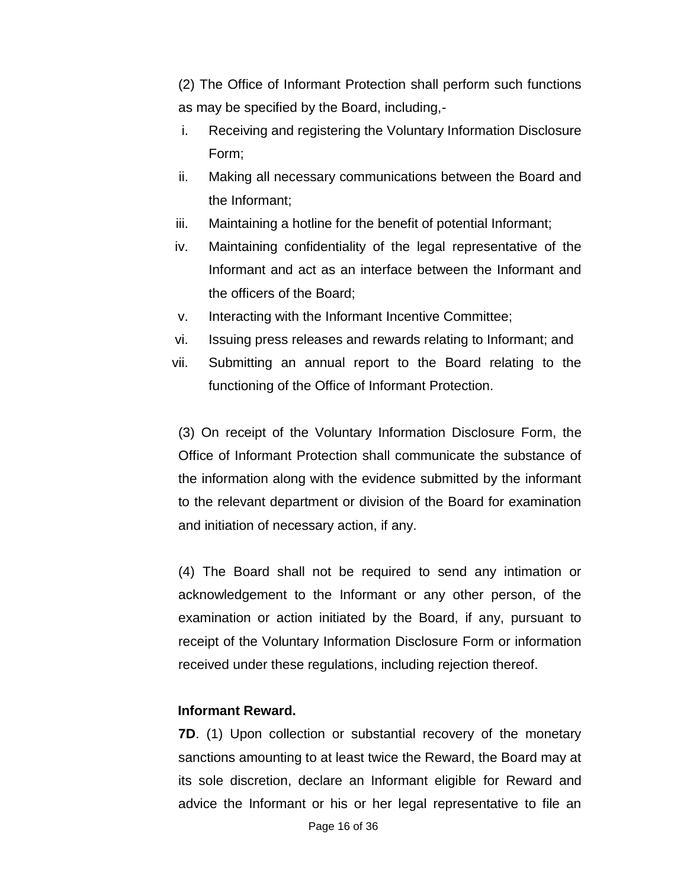(2) The Office of Informant Protection shall perform such functions as may be specified by the Board, including,-

i. Receiving and registering the Voluntary Information Disclosure Form;
ii. Making all necessary communications between the Board and the Informant;
iii. Maintaining a hotline for the benefit of potential Informant;
iv. Maintaining confidentiality of the legal representative of the Informant and act as an interface between the Informant and the officers of the Board;
v. Interacting with the Informant Incentive Committee;
vi. Issuing press releases and rewards relating to Informant; and
vii. Submitting an annual report to the Board relating to the functioning of the Office of Informant Protection.

(3) On receipt of the Voluntary Information Disclosure Form, the Office of Informant Protection shall communicate the substance of the information along with the evidence submitted by the informant to the relevant department or division of the Board for examination and initiation of necessary action, if any.

(4) The Board shall not be required to send any intimation or acknowledgement to the Informant or any other person, of the examination or action initiated by the Board, if any, pursuant to receipt of the Voluntary Information Disclosure Form or information received under these regulations, including rejection thereof.

**Informant Reward.**

**7D**. (1) Upon collection or substantial recovery of the monetary sanctions amounting to at least twice the Reward, the Board may at its sole discretion, declare an Informant eligible for Reward and advice the Informant or his or her legal representative to file an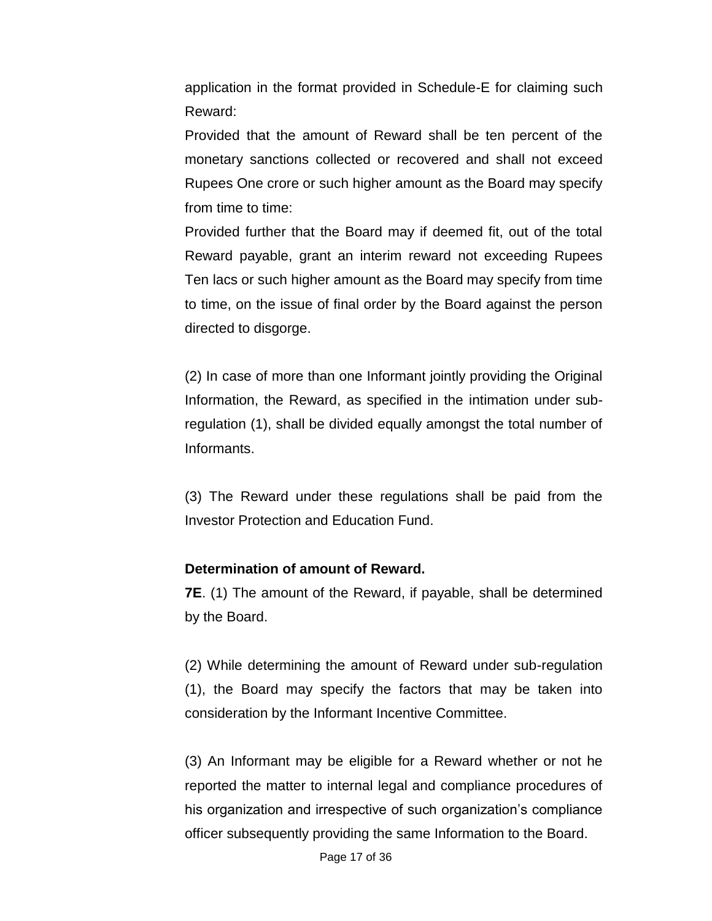application in the format provided in Schedule-E for claiming such Reward:

Provided that the amount of Reward shall be ten percent of the monetary sanctions collected or recovered and shall not exceed Rupees One crore or such higher amount as the Board may specify from time to time:

Provided further that the Board may if deemed fit, out of the total Reward payable, grant an interim reward not exceeding Rupees Ten lacs or such higher amount as the Board may specify from time to time, on the issue of final order by the Board against the person directed to disgorge.

(2) In case of more than one Informant jointly providing the Original Information, the Reward, as specified in the intimation under sub-regulation (1), shall be divided equally amongst the total number of Informants.

(3) The Reward under these regulations shall be paid from the Investor Protection and Education Fund.

**Determination of amount of Reward.**

**7E**. (1) The amount of the Reward, if payable, shall be determined by the Board.

(2) While determining the amount of Reward under sub-regulation (1), the Board may specify the factors that may be taken into consideration by the Informant Incentive Committee.

(3) An Informant may be eligible for a Reward whether or not he reported the matter to internal legal and compliance procedures of his organization and irrespective of such organization's compliance officer subsequently providing the same Information to the Board.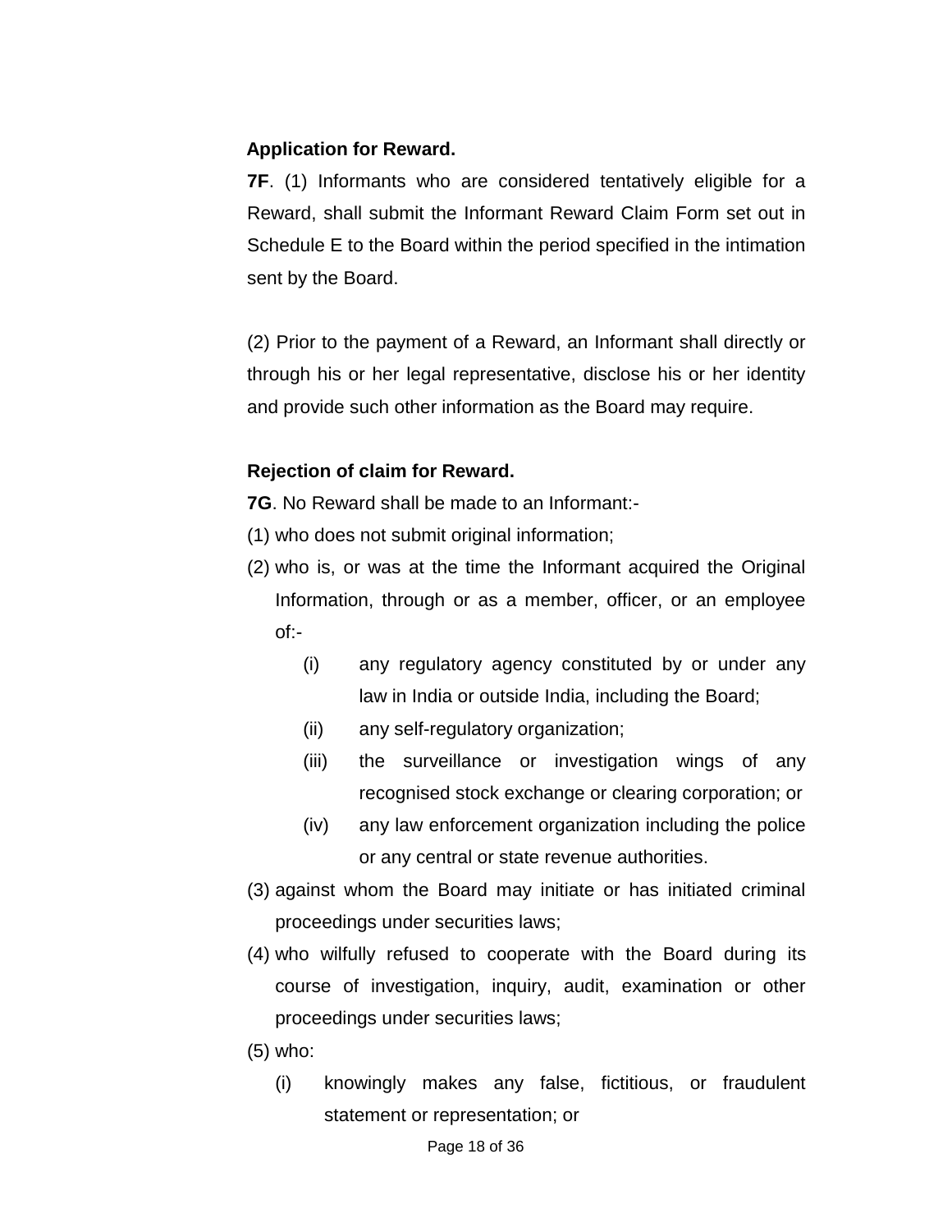**Application for Reward.**

**7F**. (1) Informants who are considered tentatively eligible for a Reward, shall submit the Informant Reward Claim Form set out in Schedule E to the Board within the period specified in the intimation sent by the Board.

(2) Prior to the payment of a Reward, an Informant shall directly or through his or her legal representative, disclose his or her identity and provide such other information as the Board may require.

**Rejection of claim for Reward.**

**7G**. No Reward shall be made to an Informant:-

(1) who does not submit original information;

(2) who is, or was at the time the Informant acquired the Original Information, through or as a member, officer, or an employee of:-

   (i) any regulatory agency constituted by or under any law in India or outside India, including the Board;

   (ii) any self-regulatory organization;

   (iii) the surveillance or investigation wings of any recognised stock exchange or clearing corporation; or

   (iv) any law enforcement organization including the police or any central or state revenue authorities.

(3) against whom the Board may initiate or has initiated criminal proceedings under securities laws;

(4) who wilfully refused to cooperate with the Board during its course of investigation, inquiry, audit, examination or other proceedings under securities laws;

(5) who:

   (i) knowingly makes any false, fictitious, or fraudulent statement or representation; or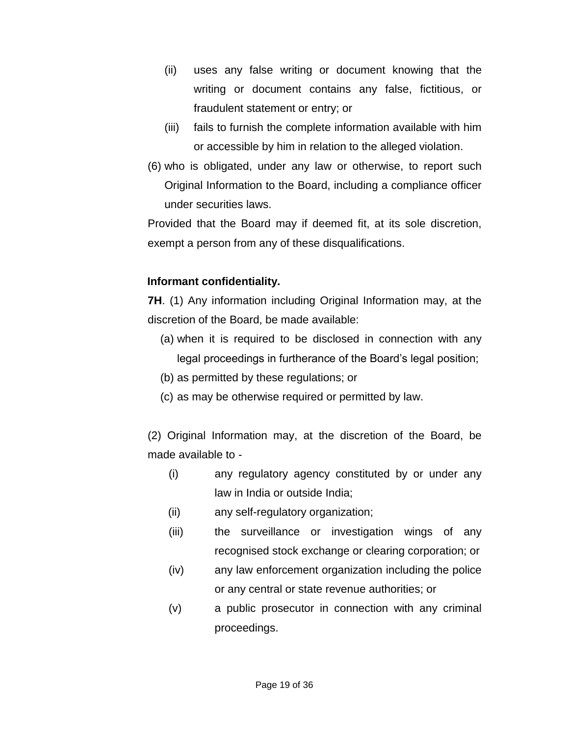(ii) uses any false writing or document knowing that the writing or document contains any false, fictitious, or fraudulent statement or entry; or

(iii) fails to furnish the complete information available with him or accessible by him in relation to the alleged violation.

(6) who is obligated, under any law or otherwise, to report such Original Information to the Board, including a compliance officer under securities laws.

Provided that the Board may if deemed fit, at its sole discretion, exempt a person from any of these disqualifications.

**Informant confidentiality.**

**7H**. (1) Any information including Original Information may, at the discretion of the Board, be made available:

(a) when it is required to be disclosed in connection with any legal proceedings in furtherance of the Board's legal position;

(b) as permitted by these regulations; or

(c) as may be otherwise required or permitted by law.

(2) Original Information may, at the discretion of the Board, be made available to -

(i) any regulatory agency constituted by or under any law in India or outside India;

(ii) any self-regulatory organization;

(iii) the surveillance or investigation wings of any recognised stock exchange or clearing corporation; or

(iv) any law enforcement organization including the police or any central or state revenue authorities; or

(v) a public prosecutor in connection with any criminal proceedings.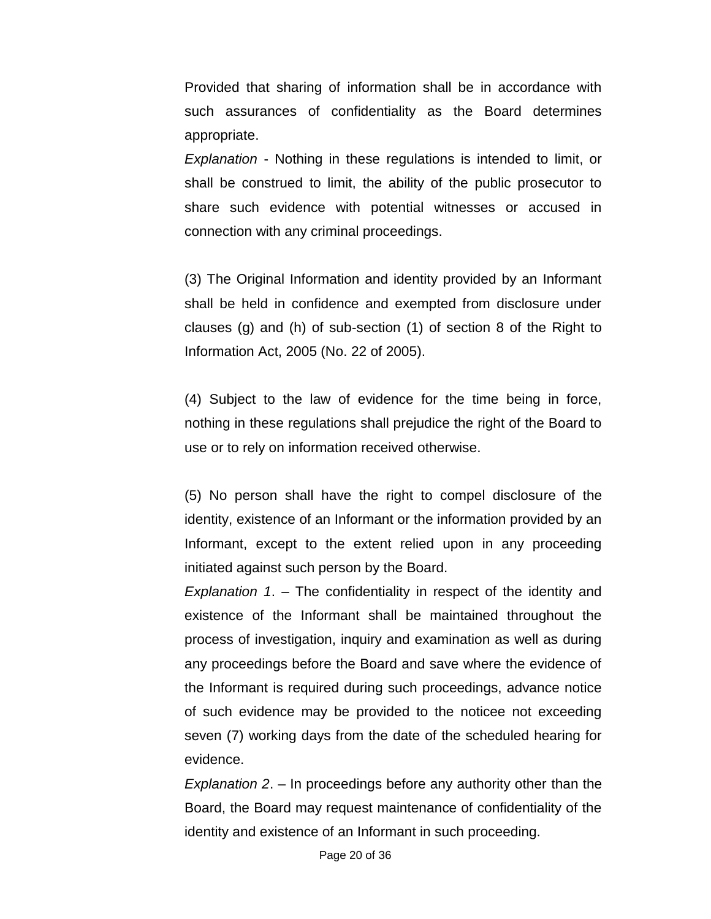Provided that sharing of information shall be in accordance with such assurances of confidentiality as the Board determines appropriate.

*Explanation* - Nothing in these regulations is intended to limit, or shall be construed to limit, the ability of the public prosecutor to share such evidence with potential witnesses or accused in connection with any criminal proceedings.

(3) The Original Information and identity provided by an Informant shall be held in confidence and exempted from disclosure under clauses (g) and (h) of sub-section (1) of section 8 of the Right to Information Act, 2005 (No. 22 of 2005).

(4) Subject to the law of evidence for the time being in force, nothing in these regulations shall prejudice the right of the Board to use or to rely on information received otherwise.

(5) No person shall have the right to compel disclosure of the identity, existence of an Informant or the information provided by an Informant, except to the extent relied upon in any proceeding initiated against such person by the Board.

*Explanation 1*. – The confidentiality in respect of the identity and existence of the Informant shall be maintained throughout the process of investigation, inquiry and examination as well as during any proceedings before the Board and save where the evidence of the Informant is required during such proceedings, advance notice of such evidence may be provided to the noticee not exceeding seven (7) working days from the date of the scheduled hearing for evidence.

*Explanation 2*. – In proceedings before any authority other than the Board, the Board may request maintenance of confidentiality of the identity and existence of an Informant in such proceeding.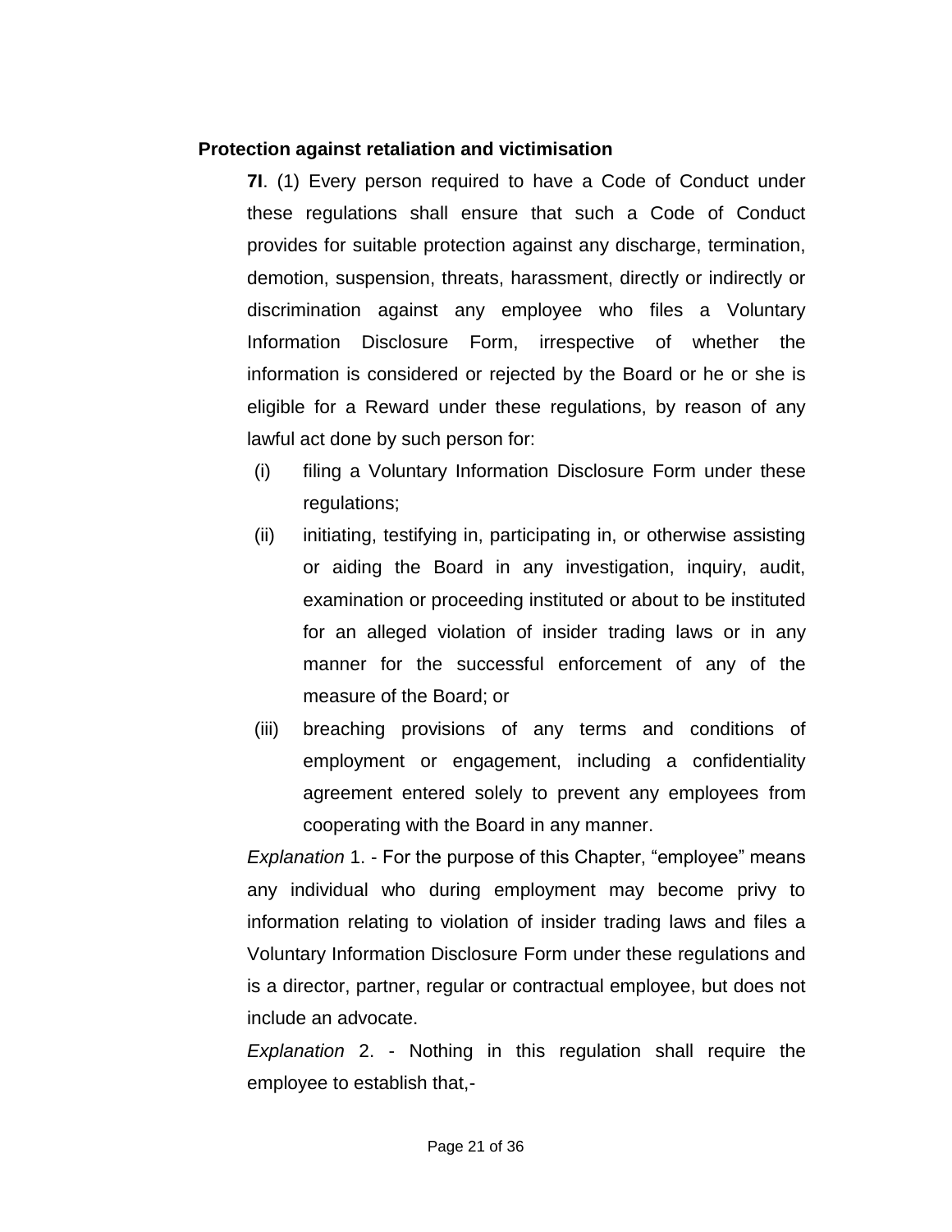**Protection against retaliation and victimisation**

**7I**. (1) Every person required to have a Code of Conduct under these regulations shall ensure that such a Code of Conduct provides for suitable protection against any discharge, termination, demotion, suspension, threats, harassment, directly or indirectly or discrimination against any employee who files a Voluntary Information Disclosure Form, irrespective of whether the information is considered or rejected by the Board or he or she is eligible for a Reward under these regulations, by reason of any lawful act done by such person for:

(i) filing a Voluntary Information Disclosure Form under these regulations;

(ii) initiating, testifying in, participating in, or otherwise assisting or aiding the Board in any investigation, inquiry, audit, examination or proceeding instituted or about to be instituted for an alleged violation of insider trading laws or in any manner for the successful enforcement of any of the measure of the Board; or

(iii) breaching provisions of any terms and conditions of employment or engagement, including a confidentiality agreement entered solely to prevent any employees from cooperating with the Board in any manner.

*Explanation* 1. - For the purpose of this Chapter, “employee” means any individual who during employment may become privy to information relating to violation of insider trading laws and files a Voluntary Information Disclosure Form under these regulations and is a director, partner, regular or contractual employee, but does not include an advocate.

*Explanation* 2. - Nothing in this regulation shall require the employee to establish that,-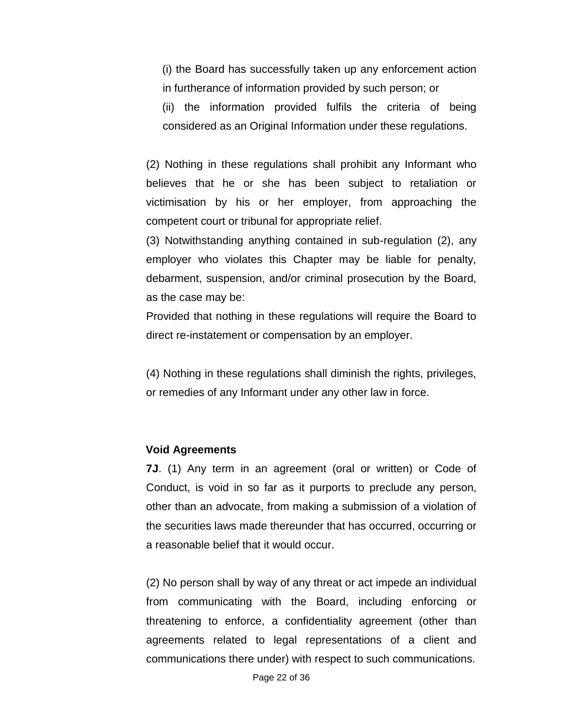(i) the Board has successfully taken up any enforcement action in furtherance of information provided by such person; or

(ii) the information provided fulfils the criteria of being considered as an Original Information under these regulations.

(2) Nothing in these regulations shall prohibit any Informant who believes that he or she has been subject to retaliation or victimisation by his or her employer, from approaching the competent court or tribunal for appropriate relief.

(3) Notwithstanding anything contained in sub-regulation (2), any employer who violates this Chapter may be liable for penalty, debarment, suspension, and/or criminal prosecution by the Board, as the case may be:

Provided that nothing in these regulations will require the Board to direct re-instatement or compensation by an employer.

(4) Nothing in these regulations shall diminish the rights, privileges, or remedies of any Informant under any other law in force.

**Void Agreements**

**7J**. (1) Any term in an agreement (oral or written) or Code of Conduct, is void in so far as it purports to preclude any person, other than an advocate, from making a submission of a violation of the securities laws made thereunder that has occurred, occurring or a reasonable belief that it would occur.

(2) No person shall by way of any threat or act impede an individual from communicating with the Board, including enforcing or threatening to enforce, a confidentiality agreement (other than agreements related to legal representations of a client and communications there under) with respect to such communications.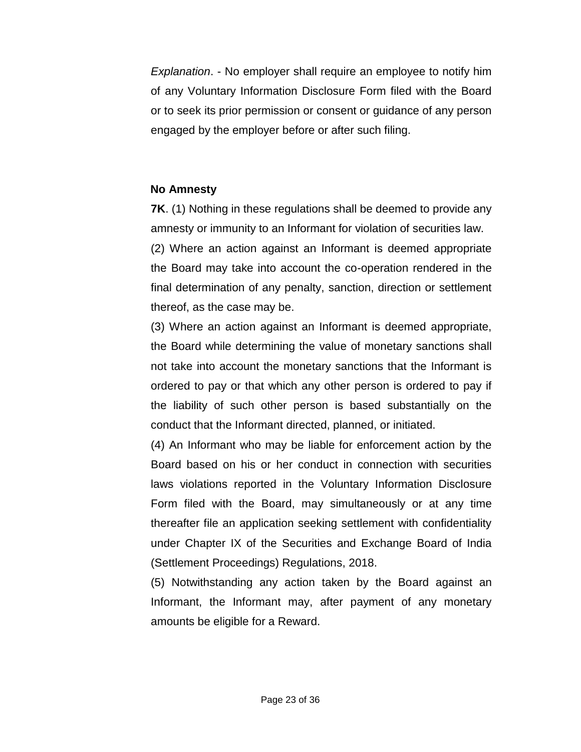*Explanation*. - No employer shall require an employee to notify him of any Voluntary Information Disclosure Form filed with the Board or to seek its prior permission or consent or guidance of any person engaged by the employer before or after such filing.

**No Amnesty**

**7K**. (1) Nothing in these regulations shall be deemed to provide any amnesty or immunity to an Informant for violation of securities law.

(2) Where an action against an Informant is deemed appropriate the Board may take into account the co-operation rendered in the final determination of any penalty, sanction, direction or settlement thereof, as the case may be.

(3) Where an action against an Informant is deemed appropriate, the Board while determining the value of monetary sanctions shall not take into account the monetary sanctions that the Informant is ordered to pay or that which any other person is ordered to pay if the liability of such other person is based substantially on the conduct that the Informant directed, planned, or initiated.

(4) An Informant who may be liable for enforcement action by the Board based on his or her conduct in connection with securities laws violations reported in the Voluntary Information Disclosure Form filed with the Board, may simultaneously or at any time thereafter file an application seeking settlement with confidentiality under Chapter IX of the Securities and Exchange Board of India (Settlement Proceedings) Regulations, 2018.

(5) Notwithstanding any action taken by the Board against an Informant, the Informant may, after payment of any monetary amounts be eligible for a Reward.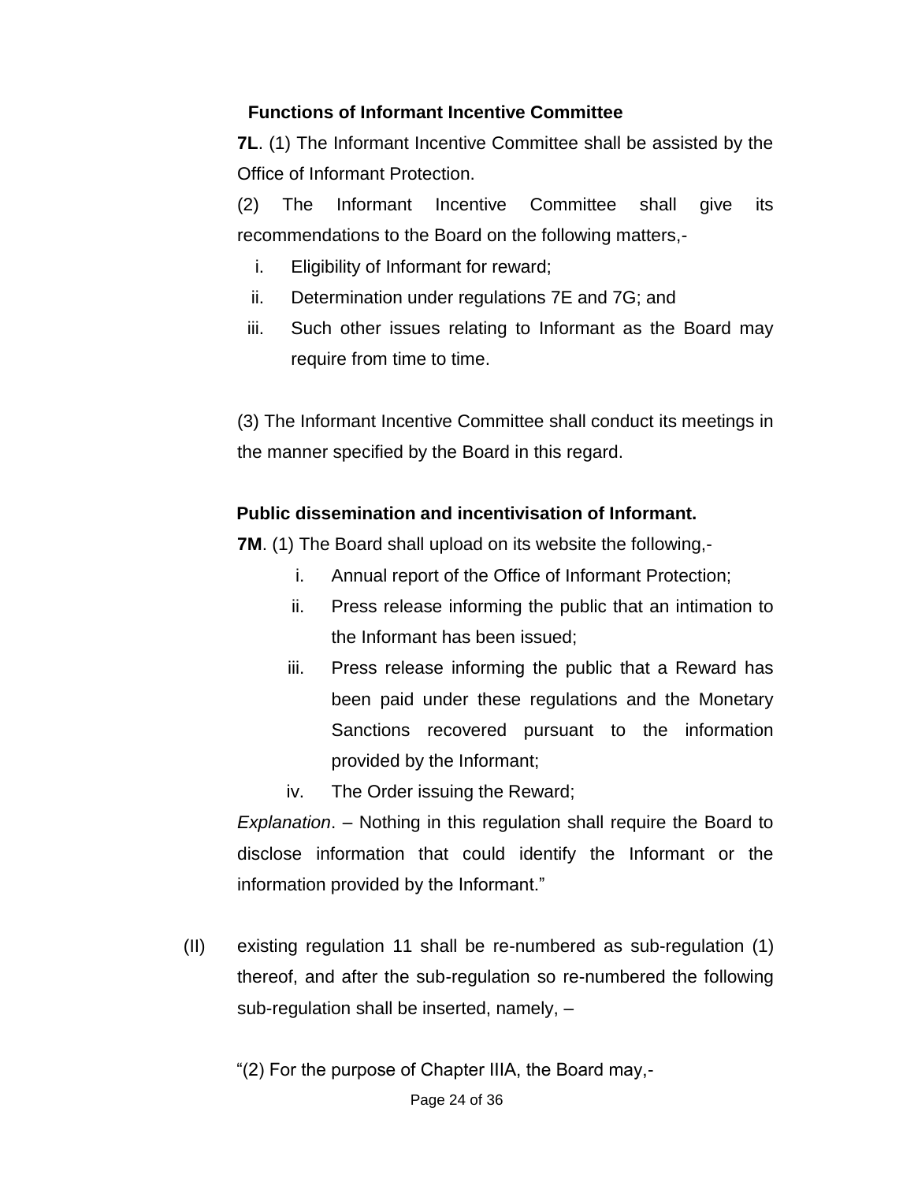**Functions of Informant Incentive Committee**

**7L**. (1) The Informant Incentive Committee shall be assisted by the Office of Informant Protection.

(2) The Informant Incentive Committee shall give its recommendations to the Board on the following matters,-

i. Eligibility of Informant for reward;
ii. Determination under regulations 7E and 7G; and
iii. Such other issues relating to Informant as the Board may require from time to time.

(3) The Informant Incentive Committee shall conduct its meetings in the manner specified by the Board in this regard.

**Public dissemination and incentivisation of Informant.**

**7M**. (1) The Board shall upload on its website the following,-

i. Annual report of the Office of Informant Protection;
ii. Press release informing the public that an intimation to the Informant has been issued;
iii. Press release informing the public that a Reward has been paid under these regulations and the Monetary Sanctions recovered pursuant to the information provided by the Informant;
iv. The Order issuing the Reward;

*Explanation*. – Nothing in this regulation shall require the Board to disclose information that could identify the Informant or the information provided by the Informant."

(II) existing regulation 11 shall be re-numbered as sub-regulation (1) thereof, and after the sub-regulation so re-numbered the following sub-regulation shall be inserted, namely, –

"(2) For the purpose of Chapter IIIA, the Board may,-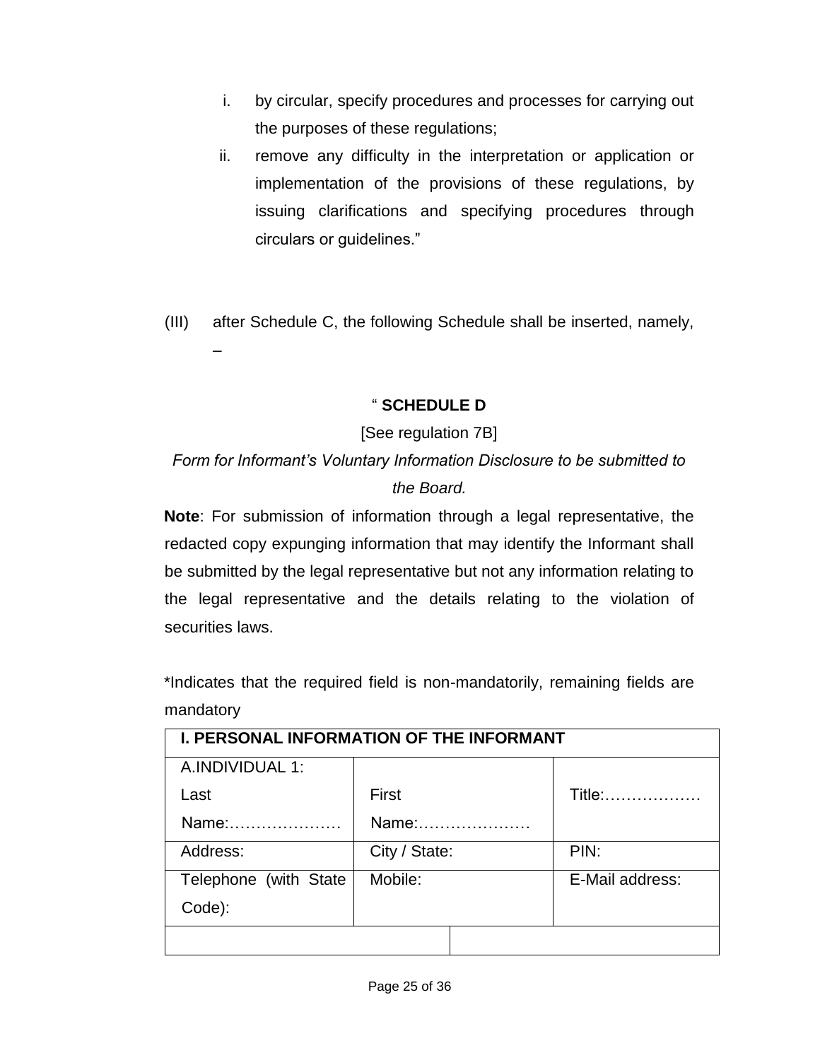i. by circular, specify procedures and processes for carrying out the purposes of these regulations;

ii. remove any difficulty in the interpretation or application or implementation of the provisions of these regulations, by issuing clarifications and specifying procedures through circulars or guidelines."

(III) after Schedule C, the following Schedule shall be inserted, namely, –

" **SCHEDULE D**

[See regulation 7B]

*Form for Informant's Voluntary Information Disclosure to be submitted to the Board.*

**Note**: For submission of information through a legal representative, the redacted copy expunging information that may identify the Informant shall be submitted by the legal representative but not any information relating to the legal representative and the details relating to the violation of securities laws.

*Indicates that the required field is non-mandatorily, remaining fields are mandatory

| **I. PERSONAL INFORMATION OF THE INFORMANT** | | |
|---|---|---|
| A.INDIVIDUAL 1: Last Name:………………… | First Name:………………… | Title:……………… |
| Address: | City / State: | PIN: |
| Telephone (with State Code): | Mobile: | E-Mail address: |
| | | |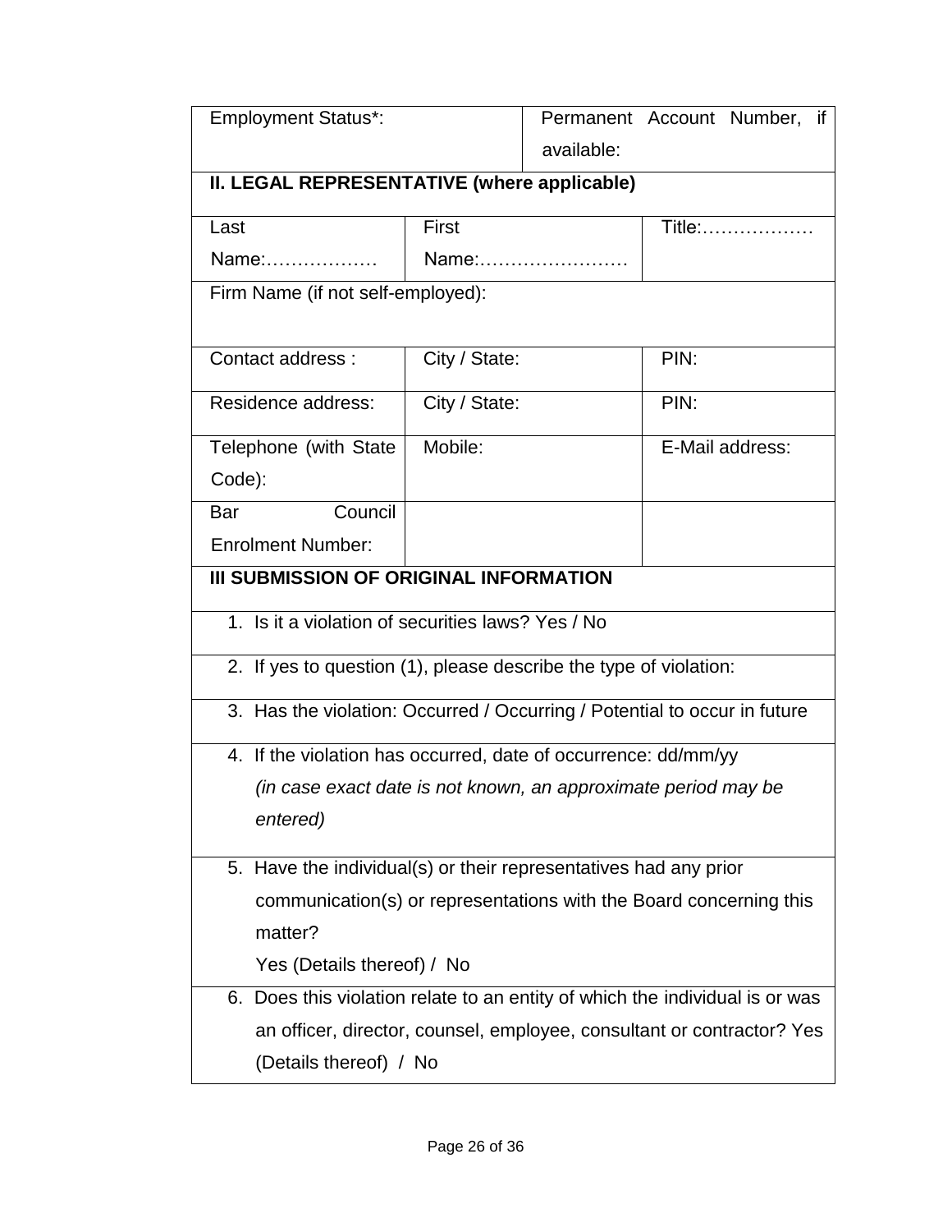| Employment Status*: | | Permanent Account Number, if available: |
|---|---|---|

**II. LEGAL REPRESENTATIVE (where applicable)**

| Last Name:……………… | First Name:…………………… | Title:……………… |
|---|---|---|
| Firm Name (if not self-employed): | | |
| Contact address : | City / State: | PIN: |
| Residence address: | City / State: | PIN: |
| Telephone (with State Code): | Mobile: | E-Mail address: |
| Bar Council Enrolment Number: | | |

**III SUBMISSION OF ORIGINAL INFORMATION**

| |
|---|
| 1. Is it a violation of securities laws? Yes / No |
| 2. If yes to question (1), please describe the type of violation: |
| 3. Has the violation: Occurred / Occurring / Potential to occur in future |
| 4. If the violation has occurred, date of occurrence: dd/mm/yy *(in case exact date is not known, an approximate period may be entered)* |
| 5. Have the individual(s) or their representatives had any prior communication(s) or representations with the Board concerning this matter? Yes (Details thereof) / No |
| 6. Does this violation relate to an entity of which the individual is or was an officer, director, counsel, employee, consultant or contractor? Yes (Details thereof) / No |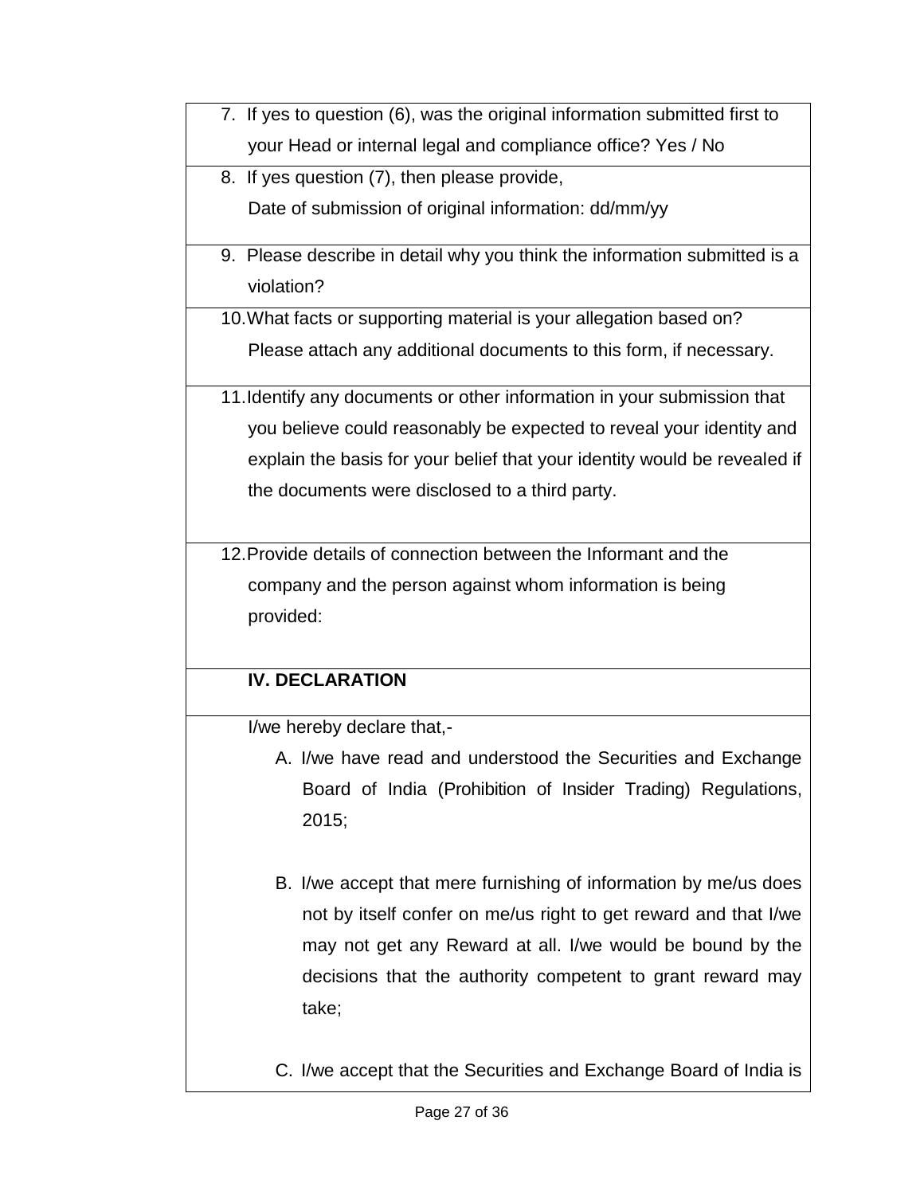7. If yes to question (6), was the original information submitted first to your Head or internal legal and compliance office? Yes / No

8. If yes question (7), then please provide,
   Date of submission of original information: dd/mm/yy

9. Please describe in detail why you think the information submitted is a violation?

10. What facts or supporting material is your allegation based on?
    Please attach any additional documents to this form, if necessary.

11. Identify any documents or other information in your submission that you believe could reasonably be expected to reveal your identity and explain the basis for your belief that your identity would be revealed if the documents were disclosed to a third party.

12. Provide details of connection between the Informant and the company and the person against whom information is being provided:

**IV. DECLARATION**

I/we hereby declare that,-

A. I/we have read and understood the Securities and Exchange Board of India (Prohibition of Insider Trading) Regulations, 2015;

B. I/we accept that mere furnishing of information by me/us does not by itself confer on me/us right to get reward and that I/we may not get any Reward at all. I/we would be bound by the decisions that the authority competent to grant reward may take;

C. I/we accept that the Securities and Exchange Board of India is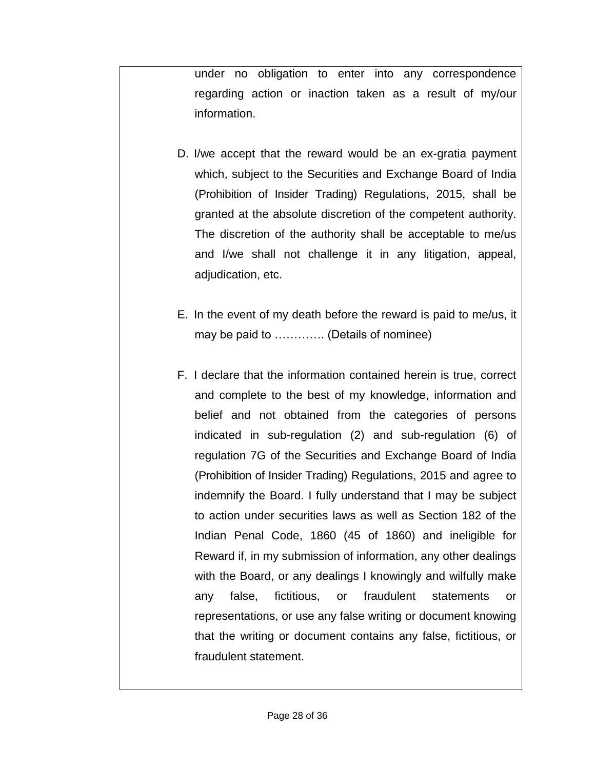under no obligation to enter into any correspondence regarding action or inaction taken as a result of my/our information.

D. I/we accept that the reward would be an ex-gratia payment which, subject to the Securities and Exchange Board of India (Prohibition of Insider Trading) Regulations, 2015, shall be granted at the absolute discretion of the competent authority. The discretion of the authority shall be acceptable to me/us and I/we shall not challenge it in any litigation, appeal, adjudication, etc.

E. In the event of my death before the reward is paid to me/us, it may be paid to …………. (Details of nominee)

F. I declare that the information contained herein is true, correct and complete to the best of my knowledge, information and belief and not obtained from the categories of persons indicated in sub-regulation (2) and sub-regulation (6) of regulation 7G of the Securities and Exchange Board of India (Prohibition of Insider Trading) Regulations, 2015 and agree to indemnify the Board. I fully understand that I may be subject to action under securities laws as well as Section 182 of the Indian Penal Code, 1860 (45 of 1860) and ineligible for Reward if, in my submission of information, any other dealings with the Board, or any dealings I knowingly and wilfully make any false, fictitious, or fraudulent statements or representations, or use any false writing or document knowing that the writing or document contains any false, fictitious, or fraudulent statement.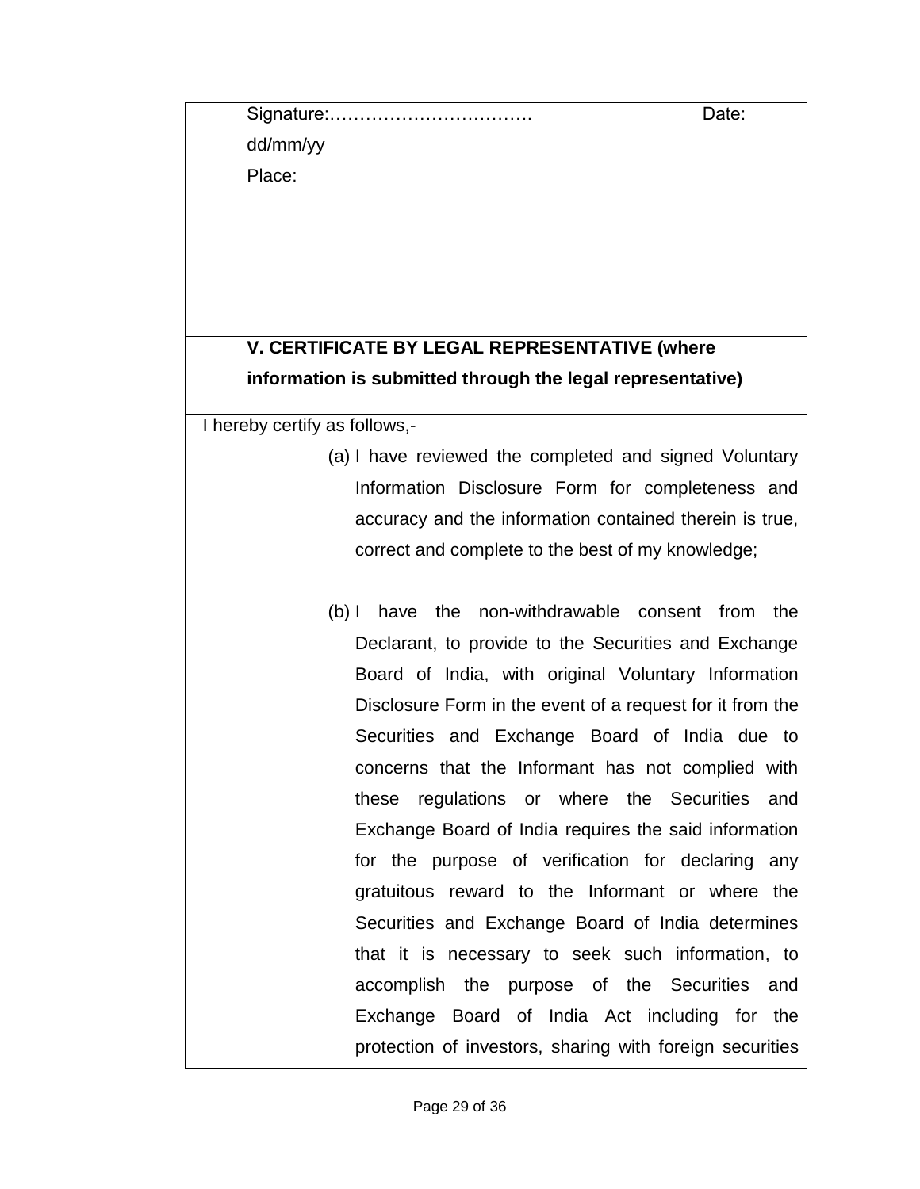Signature:…………………………… Date: dd/mm/yy

Place:

**V. CERTIFICATE BY LEGAL REPRESENTATIVE (where information is submitted through the legal representative)**

I hereby certify as follows,-

(a) I have reviewed the completed and signed Voluntary Information Disclosure Form for completeness and accuracy and the information contained therein is true, correct and complete to the best of my knowledge;

(b) I have the non-withdrawable consent from the Declarant, to provide to the Securities and Exchange Board of India, with original Voluntary Information Disclosure Form in the event of a request for it from the Securities and Exchange Board of India due to concerns that the Informant has not complied with these regulations or where the Securities and Exchange Board of India requires the said information for the purpose of verification for declaring any gratuitous reward to the Informant or where the Securities and Exchange Board of India determines that it is necessary to seek such information, to accomplish the purpose of the Securities and Exchange Board of India Act including for the protection of investors, sharing with foreign securities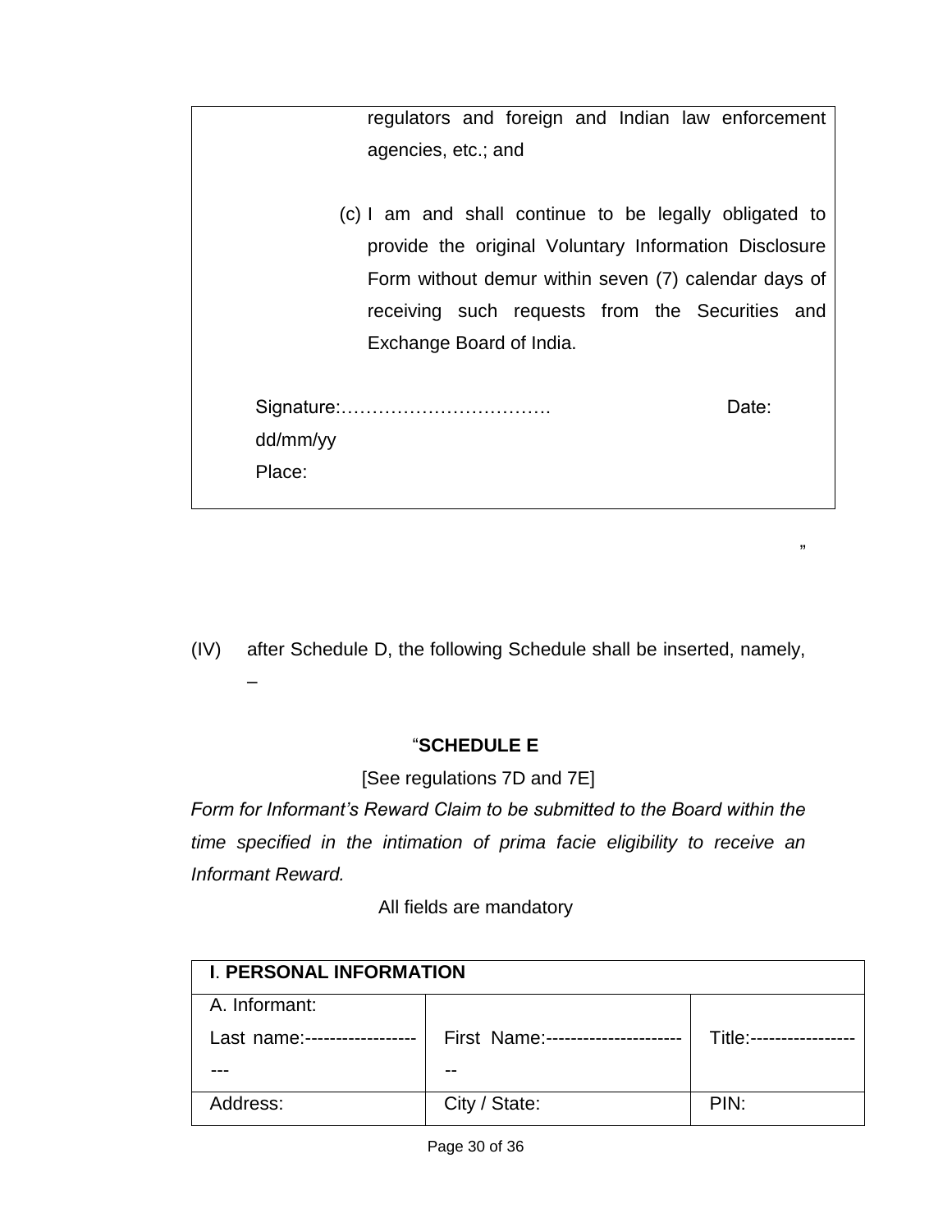regulators and foreign and Indian law enforcement agencies, etc.; and

(c) I am and shall continue to be legally obligated to provide the original Voluntary Information Disclosure Form without demur within seven (7) calendar days of receiving such requests from the Securities and Exchange Board of India.

Signature:…………………………… Date: dd/mm/yy

Place:

”

(IV) after Schedule D, the following Schedule shall be inserted, namely, –

“**SCHEDULE E**

[See regulations 7D and 7E]

*Form for Informant's Reward Claim to be submitted to the Board within the time specified in the intimation of prima facie eligibility to receive an Informant Reward.*

All fields are mandatory

| **I. PERSONAL INFORMATION** | | |
|---|---|---|
| A. Informant:<br>Last name:--------------------- | First Name:------------------------ | Title:----------------- |
| Address: | City / State: | PIN: |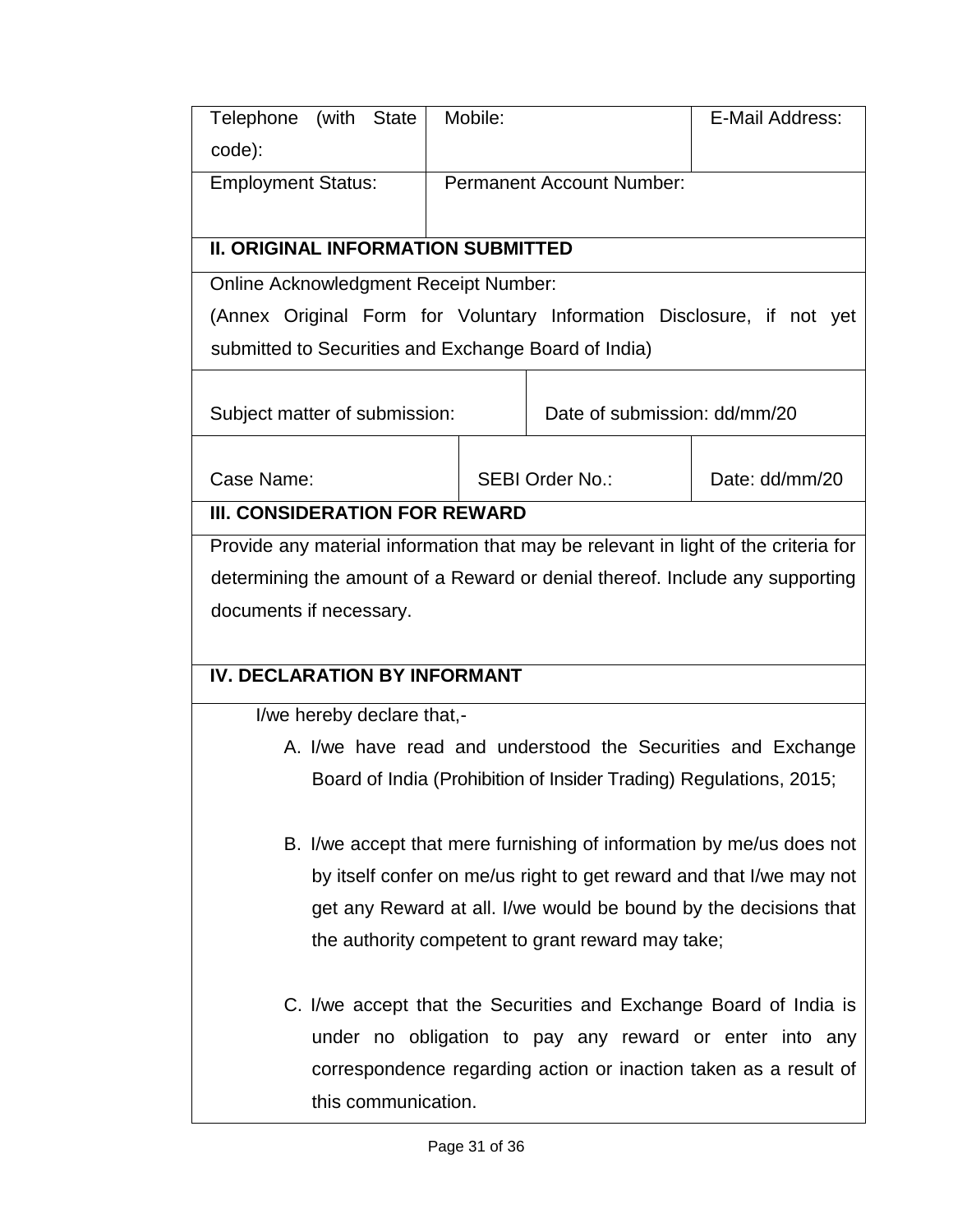| Telephone (with State code): | Mobile: | E-Mail Address: |
|---|---|---|
| Employment Status: | Permanent Account Number: | |

**II. ORIGINAL INFORMATION SUBMITTED**

Online Acknowledgment Receipt Number:
(Annex Original Form for Voluntary Information Disclosure, if not yet submitted to Securities and Exchange Board of India)

| Subject matter of submission: | Date of submission: dd/mm/20 |
|---|---|

| Case Name: | SEBI Order No.: | Date: dd/mm/20 |
|---|---|---|

**III. CONSIDERATION FOR REWARD**

Provide any material information that may be relevant in light of the criteria for determining the amount of a Reward or denial thereof. Include any supporting documents if necessary.

**IV. DECLARATION BY INFORMANT**

I/we hereby declare that,-

A. I/we have read and understood the Securities and Exchange Board of India (Prohibition of Insider Trading) Regulations, 2015;

B. I/we accept that mere furnishing of information by me/us does not by itself confer on me/us right to get reward and that I/we may not get any Reward at all. I/we would be bound by the decisions that the authority competent to grant reward may take;

C. I/we accept that the Securities and Exchange Board of India is under no obligation to pay any reward or enter into any correspondence regarding action or inaction taken as a result of this communication.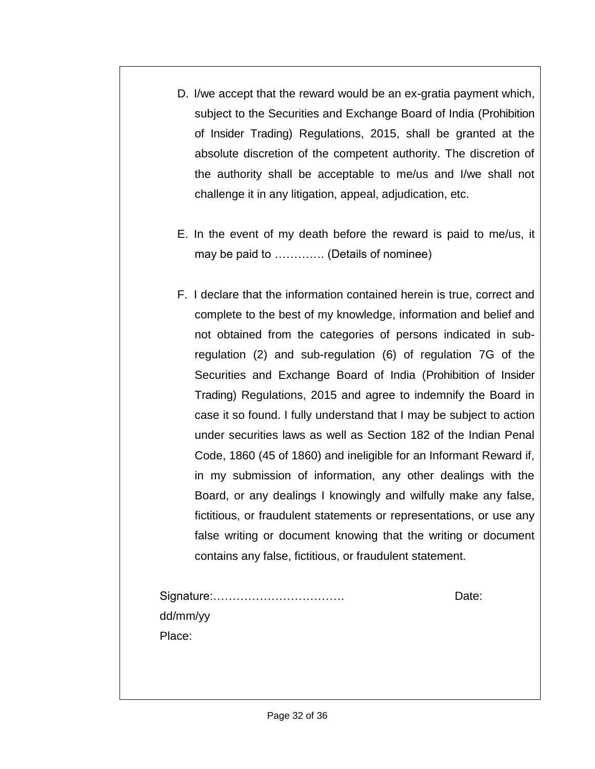D. I/we accept that the reward would be an ex-gratia payment which, subject to the Securities and Exchange Board of India (Prohibition of Insider Trading) Regulations, 2015, shall be granted at the absolute discretion of the competent authority. The discretion of the authority shall be acceptable to me/us and I/we shall not challenge it in any litigation, appeal, adjudication, etc.

E. In the event of my death before the reward is paid to me/us, it may be paid to …………. (Details of nominee)

F. I declare that the information contained herein is true, correct and complete to the best of my knowledge, information and belief and not obtained from the categories of persons indicated in sub-regulation (2) and sub-regulation (6) of regulation 7G of the Securities and Exchange Board of India (Prohibition of Insider Trading) Regulations, 2015 and agree to indemnify the Board in case it so found. I fully understand that I may be subject to action under securities laws as well as Section 182 of the Indian Penal Code, 1860 (45 of 1860) and ineligible for an Informant Reward if, in my submission of information, any other dealings with the Board, or any dealings I knowingly and wilfully make any false, fictitious, or fraudulent statements or representations, or use any false writing or document knowing that the writing or document contains any false, fictitious, or fraudulent statement.

Signature:……………………………. Date: dd/mm/yy

Place: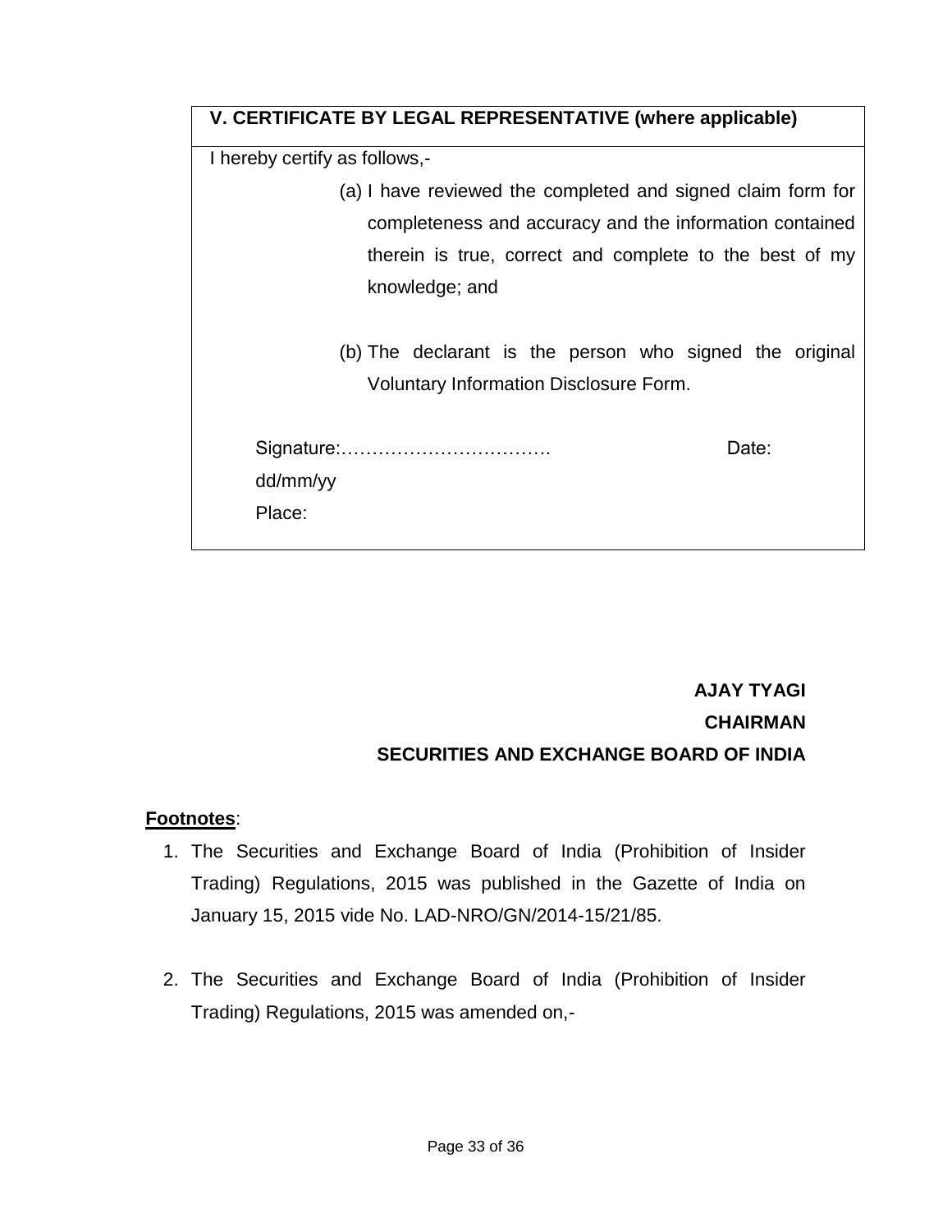**V. CERTIFICATE BY LEGAL REPRESENTATIVE (where applicable)**

I hereby certify as follows,-

(a) I have reviewed the completed and signed claim form for completeness and accuracy and the information contained therein is true, correct and complete to the best of my knowledge; and

(b) The declarant is the person who signed the original Voluntary Information Disclosure Form.

Signature:……………………………. Date: dd/mm/yy

Place:

**AJAY TYAGI**

**CHAIRMAN**

**SECURITIES AND EXCHANGE BOARD OF INDIA**

**Footnotes**:

1. The Securities and Exchange Board of India (Prohibition of Insider Trading) Regulations, 2015 was published in the Gazette of India on January 15, 2015 vide No. LAD-NRO/GN/2014-15/21/85.

2. The Securities and Exchange Board of India (Prohibition of Insider Trading) Regulations, 2015 was amended on,-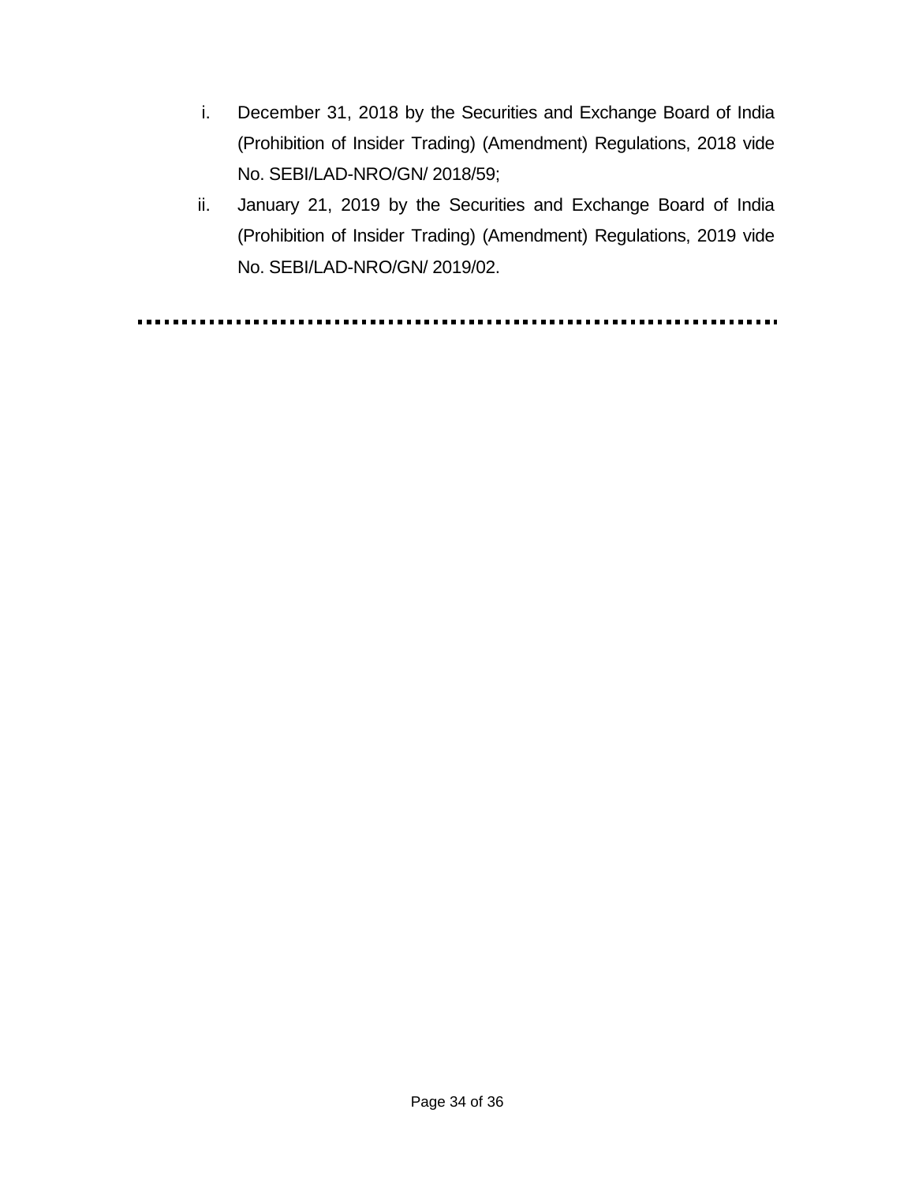i. December 31, 2018 by the Securities and Exchange Board of India (Prohibition of Insider Trading) (Amendment) Regulations, 2018 vide No. SEBI/LAD-NRO/GN/ 2018/59;
ii. January 21, 2019 by the Securities and Exchange Board of India (Prohibition of Insider Trading) (Amendment) Regulations, 2019 vide No. SEBI/LAD-NRO/GN/ 2019/02.

---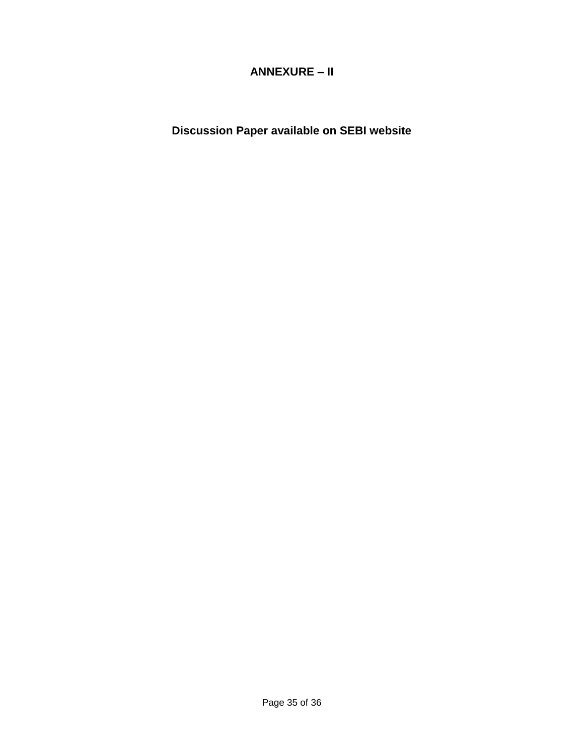# ANNEXURE – II

## Discussion Paper available on SEBI website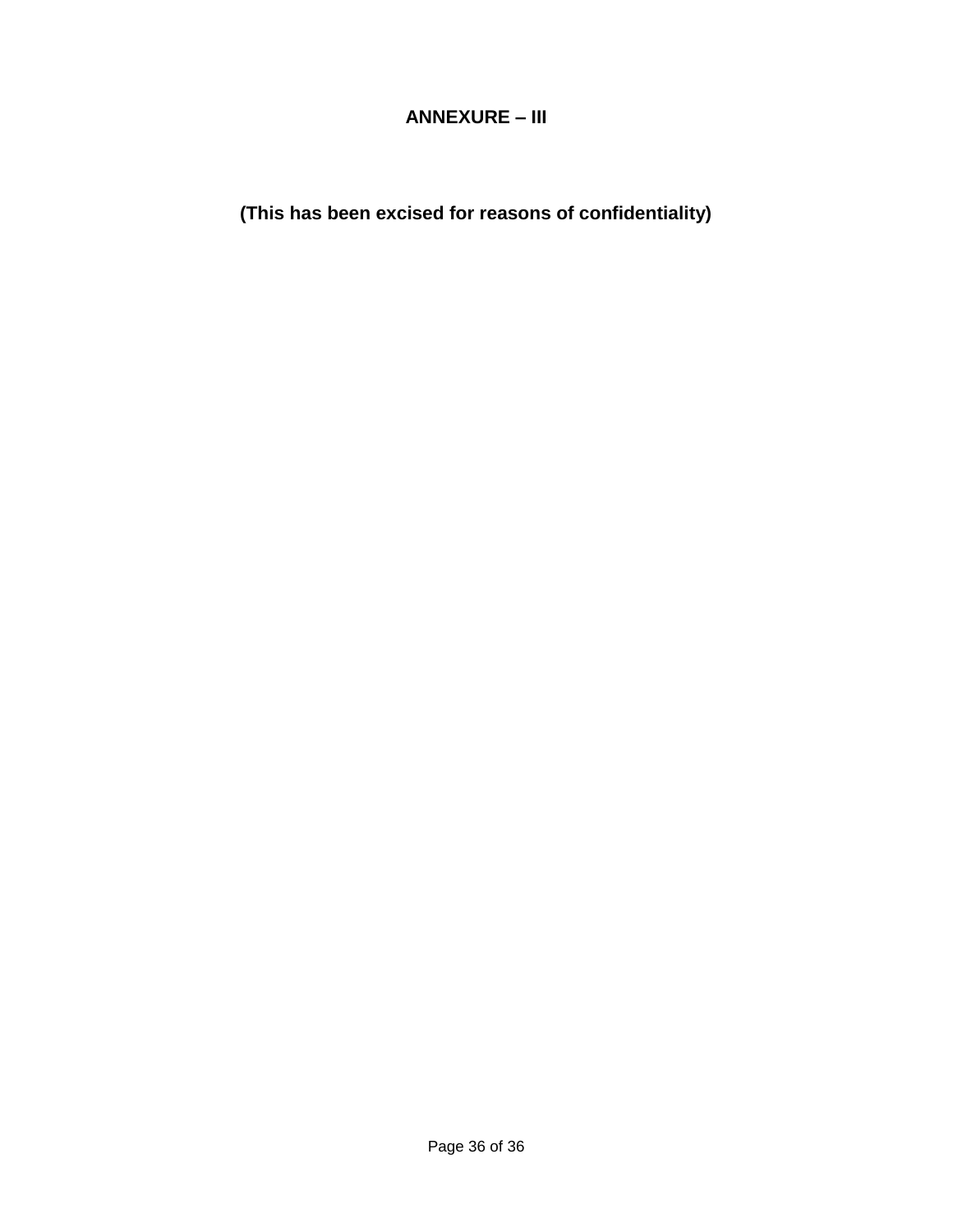# ANNEXURE – III

**(This has been excised for reasons of confidentiality)**